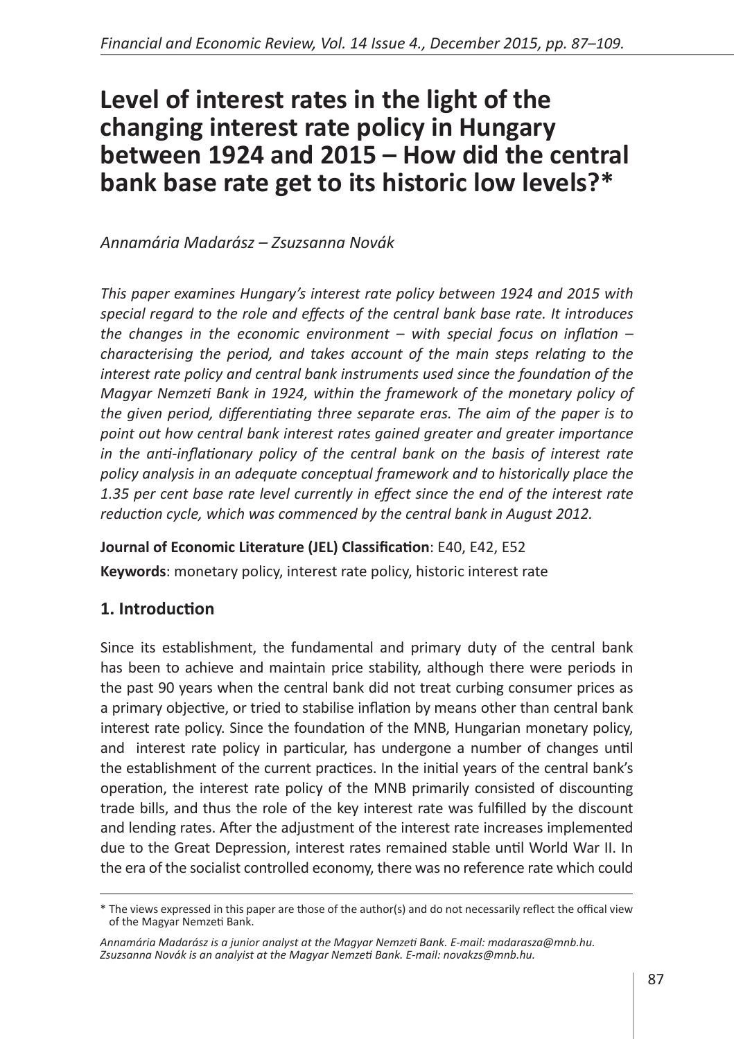# Level of interest rates in the light of the changing interest rate policy in Hungary between 1924 and 2015 – How did the central bank base rate get to its historic low levels?*

*Annamária Madarász – Zsuzsanna Novák*

*This paper examines Hungary's interest rate policy between 1924 and 2015 with special regard to the role and effects of the central bank base rate. It introduces the changes in the economic environment – with special focus on inflation – characterising the period, and takes account of the main steps relating to the interest rate policy and central bank instruments used since the foundation of the Magyar Nemzeti Bank in 1924, within the framework of the monetary policy of the given period, differentiating three separate eras. The aim of the paper is to point out how central bank interest rates gained greater and greater importance in the anti-inflationary policy of the central bank on the basis of interest rate policy analysis in an adequate conceptual framework and to historically place the 1.35 per cent base rate level currently in effect since the end of the interest rate reduction cycle, which was commenced by the central bank in August 2012.*

**Journal of Economic Literature (JEL) Classification**: E40, E42, E52

**Keywords**: monetary policy, interest rate policy, historic interest rate

## 1. Introduction

Since its establishment, the fundamental and primary duty of the central bank has been to achieve and maintain price stability, although there were periods in the past 90 years when the central bank did not treat curbing consumer prices as a primary objective, or tried to stabilise inflation by means other than central bank interest rate policy. Since the foundation of the MNB, Hungarian monetary policy, and interest rate policy in particular, has undergone a number of changes until the establishment of the current practices. In the initial years of the central bank's operation, the interest rate policy of the MNB primarily consisted of discounting trade bills, and thus the role of the key interest rate was fulfilled by the discount and lending rates. After the adjustment of the interest rate increases implemented due to the Great Depression, interest rates remained stable until World War II. In the era of the socialist controlled economy, there was no reference rate which could

\* The views expressed in this paper are those of the author(s) and do not necessarily reflect the offical view of the Magyar Nemzeti Bank.

*Annamária Madarász is a junior analyst at the Magyar Nemzeti Bank. E-mail: madarasza@mnb.hu.*
*Zsuzsanna Novák is an analyst at the Magyar Nemzeti Bank. E-mail: novakzs@mnb.hu.*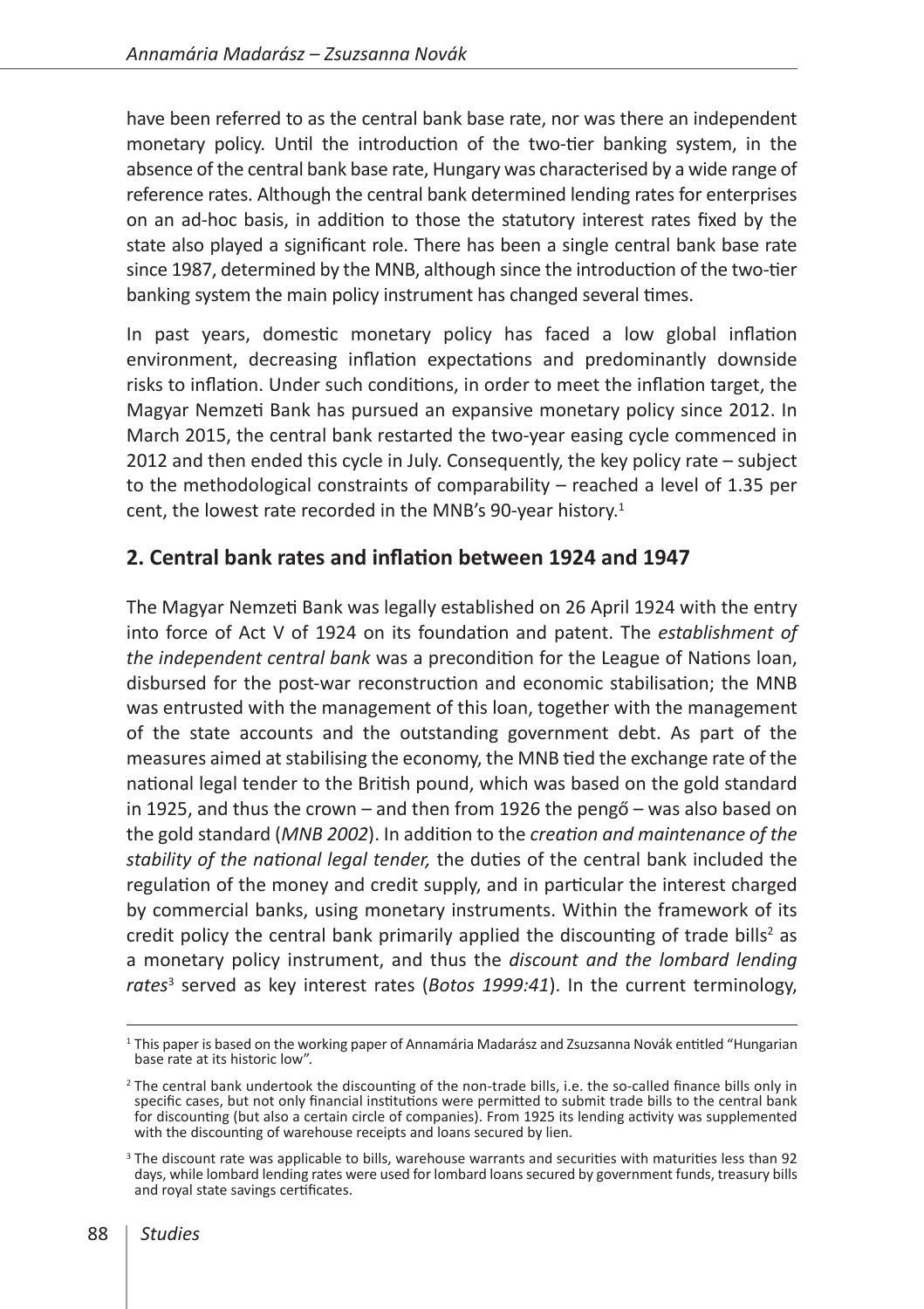have been referred to as the central bank base rate, nor was there an independent monetary policy. Until the introduction of the two-tier banking system, in the absence of the central bank base rate, Hungary was characterised by a wide range of reference rates. Although the central bank determined lending rates for enterprises on an ad-hoc basis, in addition to those the statutory interest rates fixed by the state also played a significant role. There has been a single central bank base rate since 1987, determined by the MNB, although since the introduction of the two-tier banking system the main policy instrument has changed several times.

In past years, domestic monetary policy has faced a low global inflation environment, decreasing inflation expectations and predominantly downside risks to inflation. Under such conditions, in order to meet the inflation target, the Magyar Nemzeti Bank has pursued an expansive monetary policy since 2012. In March 2015, the central bank restarted the two-year easing cycle commenced in 2012 and then ended this cycle in July. Consequently, the key policy rate – subject to the methodological constraints of comparability – reached a level of 1.35 per cent, the lowest rate recorded in the MNB's 90-year history.[1]

## 2. Central bank rates and inflation between 1924 and 1947

The Magyar Nemzeti Bank was legally established on 26 April 1924 with the entry into force of Act V of 1924 on its foundation and patent. The *establishment of the independent central bank* was a precondition for the League of Nations loan, disbursed for the post-war reconstruction and economic stabilisation; the MNB was entrusted with the management of this loan, together with the management of the state accounts and the outstanding government debt. As part of the measures aimed at stabilising the economy, the MNB tied the exchange rate of the national legal tender to the British pound, which was based on the gold standard in 1925, and thus the crown – and then from 1926 the pengő – was also based on the gold standard (*MNB 2002*). In addition to the *creation and maintenance of the stability of the national legal tender,* the duties of the central bank included the regulation of the money and credit supply, and in particular the interest charged by commercial banks, using monetary instruments. Within the framework of its credit policy the central bank primarily applied the discounting of trade bills[2] as a monetary policy instrument, and thus the *discount and the lombard lending rates*[3] served as key interest rates (*Botos 1999:41*). In the current terminology,

---

[1] This paper is based on the working paper of Annamária Madarász and Zsuzsanna Novák entitled "Hungarian base rate at its historic low".

[2] The central bank undertook the discounting of the non-trade bills, i.e. the so-called finance bills only in specific cases, but not only financial institutions were permitted to submit trade bills to the central bank for discounting (but also a certain circle of companies). From 1925 its lending activity was supplemented with the discounting of warehouse receipts and loans secured by lien.

[3] The discount rate was applicable to bills, warehouse warrants and securities with maturities less than 92 days, while lombard lending rates were used for lombard loans secured by government funds, treasury bills and royal state savings certificates.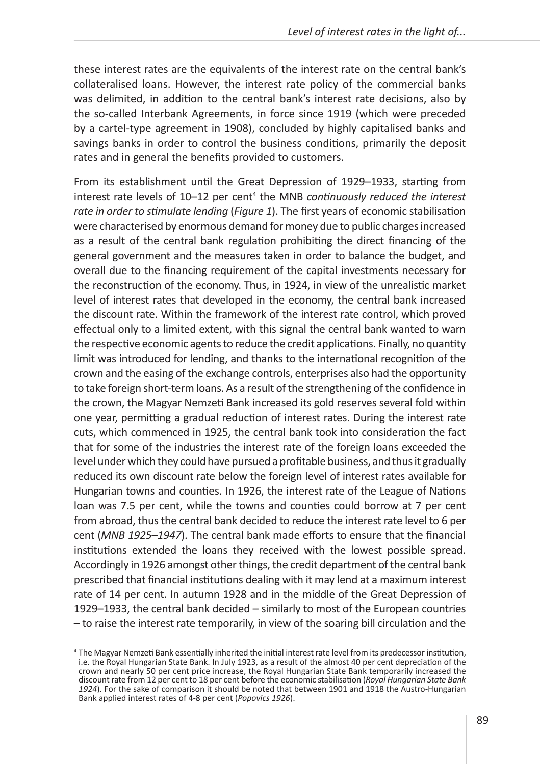these interest rates are the equivalents of the interest rate on the central bank's collateralised loans. However, the interest rate policy of the commercial banks was delimited, in addition to the central bank's interest rate decisions, also by the so-called Interbank Agreements, in force since 1919 (which were preceded by a cartel-type agreement in 1908), concluded by highly capitalised banks and savings banks in order to control the business conditions, primarily the deposit rates and in general the benefits provided to customers.

From its establishment until the Great Depression of 1929–1933, starting from interest rate levels of 10–12 per cent[4] the MNB *continuously reduced the interest rate in order to stimulate lending* (*Figure 1*). The first years of economic stabilisation were characterised by enormous demand for money due to public charges increased as a result of the central bank regulation prohibiting the direct financing of the general government and the measures taken in order to balance the budget, and overall due to the financing requirement of the capital investments necessary for the reconstruction of the economy. Thus, in 1924, in view of the unrealistic market level of interest rates that developed in the economy, the central bank increased the discount rate. Within the framework of the interest rate control, which proved effectual only to a limited extent, with this signal the central bank wanted to warn the respective economic agents to reduce the credit applications. Finally, no quantity limit was introduced for lending, and thanks to the international recognition of the crown and the easing of the exchange controls, enterprises also had the opportunity to take foreign short-term loans. As a result of the strengthening of the confidence in the crown, the Magyar Nemzeti Bank increased its gold reserves several fold within one year, permitting a gradual reduction of interest rates. During the interest rate cuts, which commenced in 1925, the central bank took into consideration the fact that for some of the industries the interest rate of the foreign loans exceeded the level under which they could have pursued a profitable business, and thus it gradually reduced its own discount rate below the foreign level of interest rates available for Hungarian towns and counties. In 1926, the interest rate of the League of Nations loan was 7.5 per cent, while the towns and counties could borrow at 7 per cent from abroad, thus the central bank decided to reduce the interest rate level to 6 per cent (*MNB 1925–1947*). The central bank made efforts to ensure that the financial institutions extended the loans they received with the lowest possible spread. Accordingly in 1926 amongst other things, the credit department of the central bank prescribed that financial institutions dealing with it may lend at a maximum interest rate of 14 per cent. In autumn 1928 and in the middle of the Great Depression of 1929–1933, the central bank decided – similarly to most of the European countries – to raise the interest rate temporarily, in view of the soaring bill circulation and the

[4] The Magyar Nemzeti Bank essentially inherited the initial interest rate level from its predecessor institution, i.e. the Royal Hungarian State Bank. In July 1923, as a result of the almost 40 per cent depreciation of the crown and nearly 50 per cent price increase, the Royal Hungarian State Bank temporarily increased the discount rate from 12 per cent to 18 per cent before the economic stabilisation (*Royal Hungarian State Bank 1924*). For the sake of comparison it should be noted that between 1901 and 1918 the Austro-Hungarian Bank applied interest rates of 4-8 per cent (*Popovics 1926*).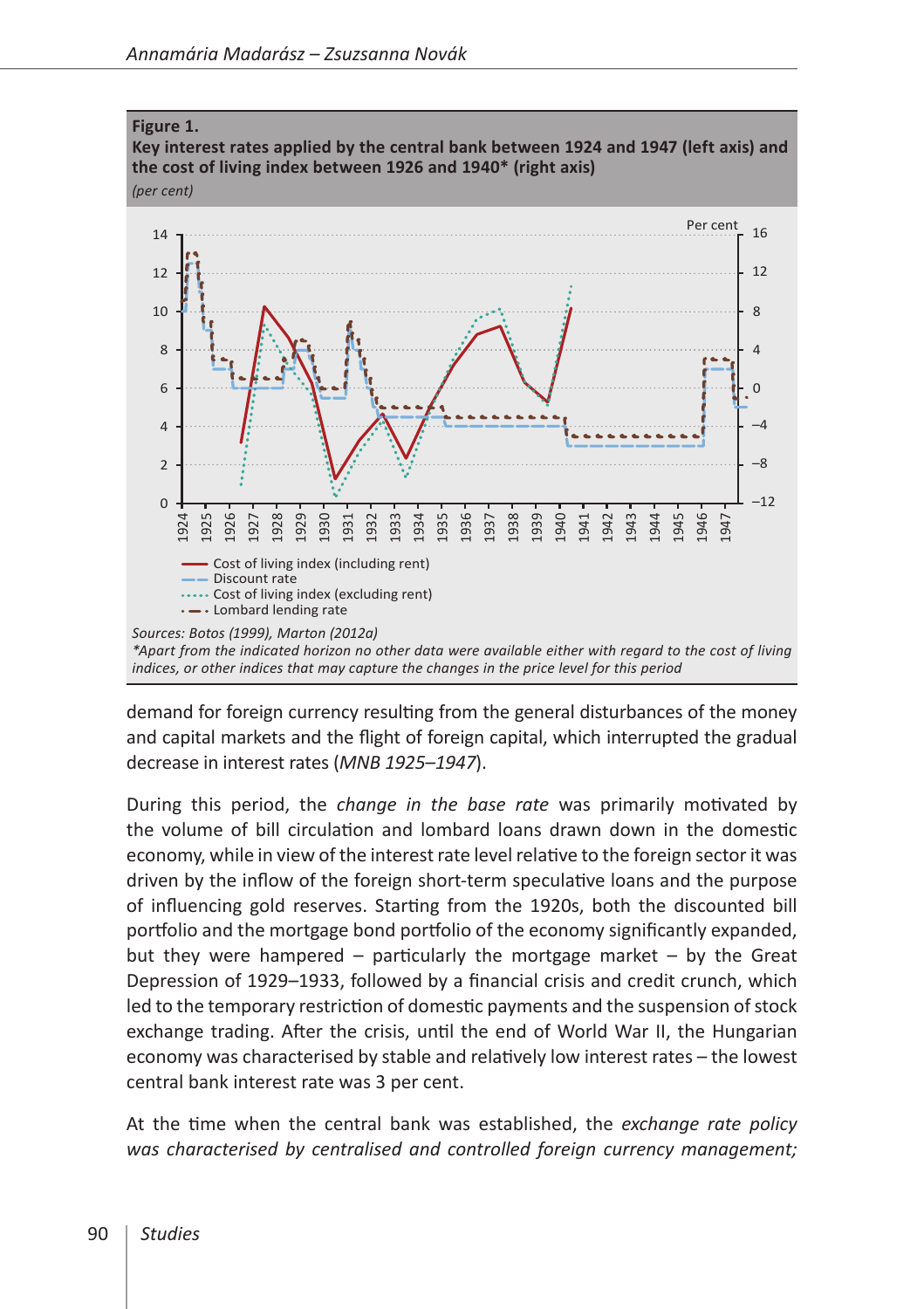**Figure 1.**
**Key interest rates applied by the central bank between 1924 and 1947 (left axis) and the cost of living index between 1926 and 1940* (right axis)**
*(per cent)*

Cost of living index (including rent)
Discount rate
Cost of living index (excluding rent)
Lombard lending rate

*Sources: Botos (1999), Marton (2012a)*
*\*Apart from the indicated horizon no other data were available either with regard to the cost of living indices, or other indices that may capture the changes in the price level for this period*

demand for foreign currency resulting from the general disturbances of the money and capital markets and the flight of foreign capital, which interrupted the gradual decrease in interest rates (*MNB 1925–1947*).

During this period, the *change in the base rate* was primarily motivated by the volume of bill circulation and lombard loans drawn down in the domestic economy, while in view of the interest rate level relative to the foreign sector it was driven by the inflow of the foreign short-term speculative loans and the purpose of influencing gold reserves. Starting from the 1920s, both the discounted bill portfolio and the mortgage bond portfolio of the economy significantly expanded, but they were hampered – particularly the mortgage market – by the Great Depression of 1929–1933, followed by a financial crisis and credit crunch, which led to the temporary restriction of domestic payments and the suspension of stock exchange trading. After the crisis, until the end of World War II, the Hungarian economy was characterised by stable and relatively low interest rates – the lowest central bank interest rate was 3 per cent.

At the time when the central bank was established, the *exchange rate policy was characterised by centralised and controlled foreign currency management;*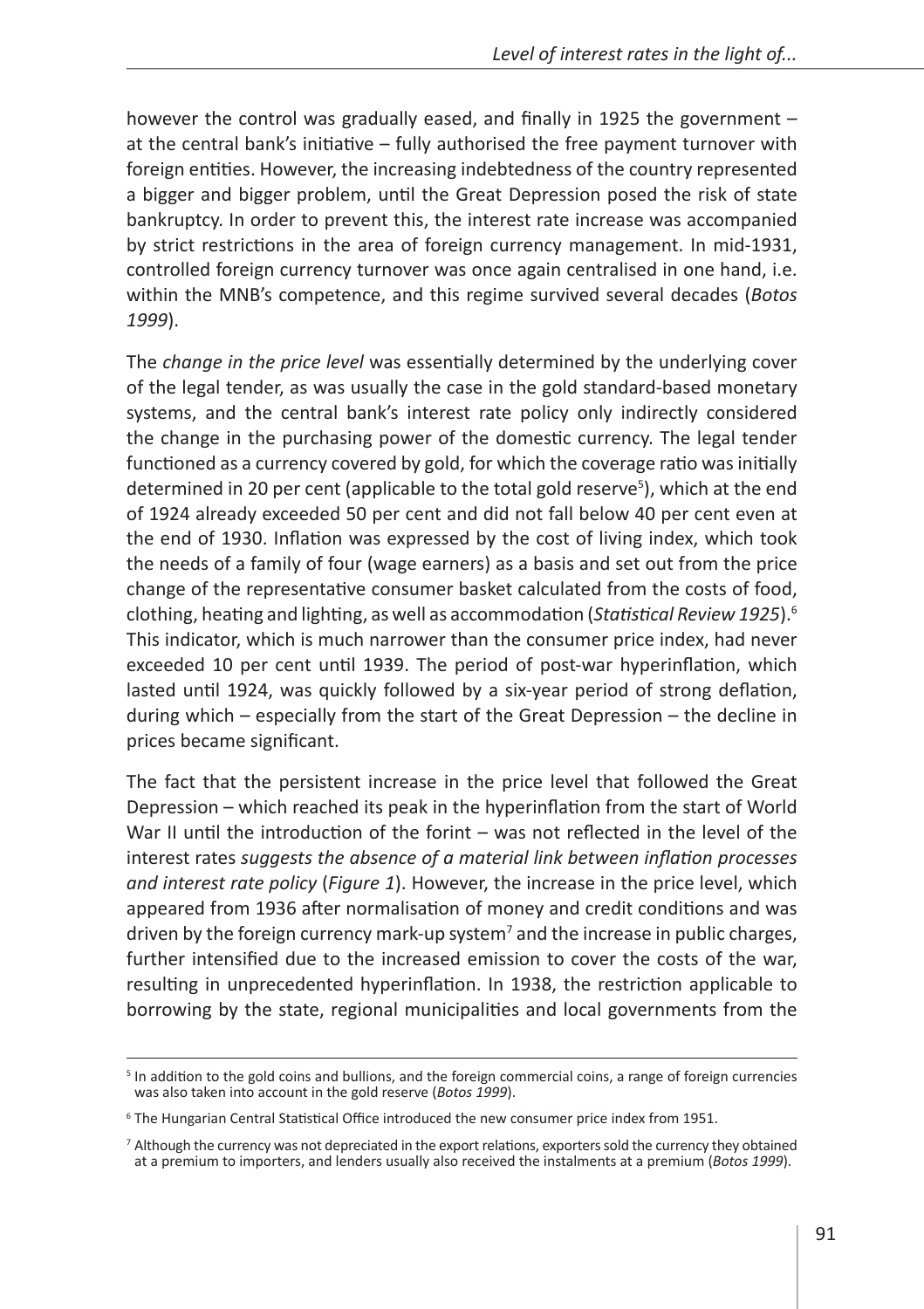however the control was gradually eased, and finally in 1925 the government – at the central bank's initiative – fully authorised the free payment turnover with foreign entities. However, the increasing indebtedness of the country represented a bigger and bigger problem, until the Great Depression posed the risk of state bankruptcy. In order to prevent this, the interest rate increase was accompanied by strict restrictions in the area of foreign currency management. In mid-1931, controlled foreign currency turnover was once again centralised in one hand, i.e. within the MNB's competence, and this regime survived several decades (*Botos 1999*).

The *change in the price level* was essentially determined by the underlying cover of the legal tender, as was usually the case in the gold standard-based monetary systems, and the central bank's interest rate policy only indirectly considered the change in the purchasing power of the domestic currency. The legal tender functioned as a currency covered by gold, for which the coverage ratio was initially determined in 20 per cent (applicable to the total gold reserve[5]), which at the end of 1924 already exceeded 50 per cent and did not fall below 40 per cent even at the end of 1930. Inflation was expressed by the cost of living index, which took the needs of a family of four (wage earners) as a basis and set out from the price change of the representative consumer basket calculated from the costs of food, clothing, heating and lighting, as well as accommodation (*Statistical Review 1925*).[6] This indicator, which is much narrower than the consumer price index, had never exceeded 10 per cent until 1939. The period of post-war hyperinflation, which lasted until 1924, was quickly followed by a six-year period of strong deflation, during which – especially from the start of the Great Depression – the decline in prices became significant.

The fact that the persistent increase in the price level that followed the Great Depression – which reached its peak in the hyperinflation from the start of World War II until the introduction of the forint – was not reflected in the level of the interest rates *suggests the absence of a material link between inflation processes and interest rate policy* (*Figure 1*). However, the increase in the price level, which appeared from 1936 after normalisation of money and credit conditions and was driven by the foreign currency mark-up system[7] and the increase in public charges, further intensified due to the increased emission to cover the costs of the war, resulting in unprecedented hyperinflation. In 1938, the restriction applicable to borrowing by the state, regional municipalities and local governments from the

---

[5] In addition to the gold coins and bullions, and the foreign commercial coins, a range of foreign currencies was also taken into account in the gold reserve (*Botos 1999*).

[6] The Hungarian Central Statistical Office introduced the new consumer price index from 1951.

[7] Although the currency was not depreciated in the export relations, exporters sold the currency they obtained at a premium to importers, and lenders usually also received the instalments at a premium (*Botos 1999*).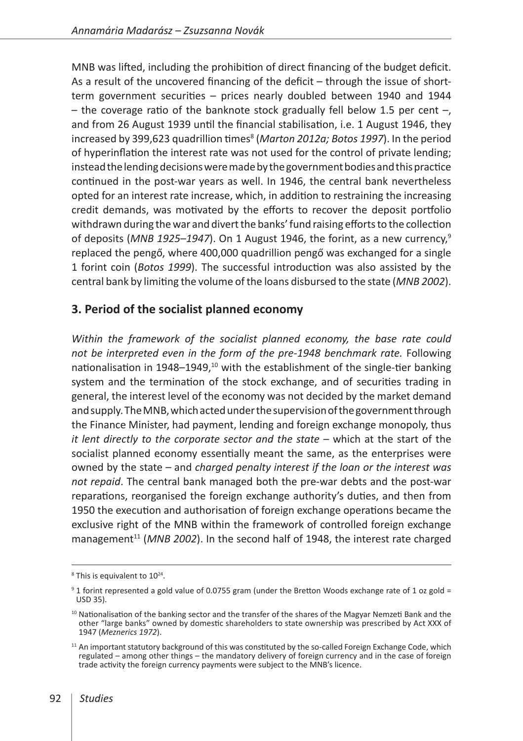MNB was lifted, including the prohibition of direct financing of the budget deficit. As a result of the uncovered financing of the deficit – through the issue of short-term government securities – prices nearly doubled between 1940 and 1944 – the coverage ratio of the banknote stock gradually fell below 1.5 per cent –, and from 26 August 1939 until the financial stabilisation, i.e. 1 August 1946, they increased by 399,623 quadrillion times[8] (*Marton 2012a; Botos 1997*). In the period of hyperinflation the interest rate was not used for the control of private lending; instead the lending decisions were made by the government bodies and this practice continued in the post-war years as well. In 1946, the central bank nevertheless opted for an interest rate increase, which, in addition to restraining the increasing credit demands, was motivated by the efforts to recover the deposit portfolio withdrawn during the war and divert the banks' fund raising efforts to the collection of deposits (*MNB 1925–1947*). On 1 August 1946, the forint, as a new currency,[9] replaced the pengő, where 400,000 quadrillion pengő was exchanged for a single 1 forint coin (*Botos 1999*). The successful introduction was also assisted by the central bank by limiting the volume of the loans disbursed to the state (*MNB 2002*).

## 3. Period of the socialist planned economy

*Within the framework of the socialist planned economy, the base rate could not be interpreted even in the form of the pre-1948 benchmark rate.* Following nationalisation in 1948–1949,[10] with the establishment of the single-tier banking system and the termination of the stock exchange, and of securities trading in general, the interest level of the economy was not decided by the market demand and supply. The MNB, which acted under the supervision of the government through the Finance Minister, had payment, lending and foreign exchange monopoly, thus *it lent directly to the corporate sector and the state* – which at the start of the socialist planned economy essentially meant the same, as the enterprises were owned by the state – and *charged penalty interest if the loan or the interest was not repaid*. The central bank managed both the pre-war debts and the post-war reparations, reorganised the foreign exchange authority's duties, and then from 1950 the execution and authorisation of foreign exchange operations became the exclusive right of the MNB within the framework of controlled foreign exchange management[11] (*MNB 2002*). In the second half of 1948, the interest rate charged

---

[8] This is equivalent to $10^{24}$.

[9] 1 forint represented a gold value of 0.0755 gram (under the Bretton Woods exchange rate of 1 oz gold = USD 35).

[10] Nationalisation of the banking sector and the transfer of the shares of the Magyar Nemzeti Bank and the other "large banks" owned by domestic shareholders to state ownership was prescribed by Act XXX of 1947 (*Meznerics 1972*).

[11] An important statutory background of this was constituted by the so-called Foreign Exchange Code, which regulated – among other things – the mandatory delivery of foreign currency and in the case of foreign trade activity the foreign currency payments were subject to the MNB's licence.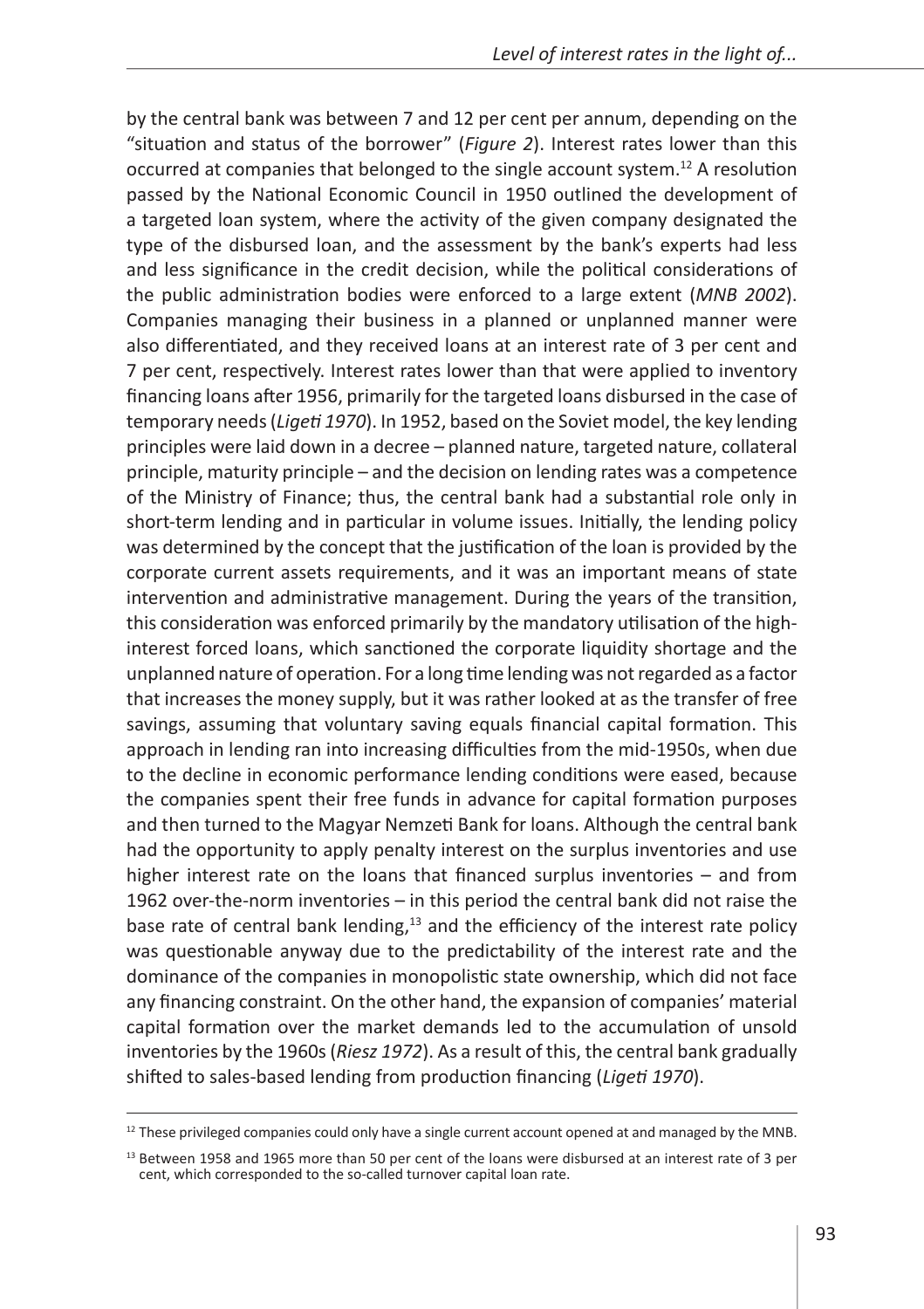by the central bank was between 7 and 12 per cent per annum, depending on the "situation and status of the borrower" (*Figure 2*). Interest rates lower than this occurred at companies that belonged to the single account system.[12] A resolution passed by the National Economic Council in 1950 outlined the development of a targeted loan system, where the activity of the given company designated the type of the disbursed loan, and the assessment by the bank's experts had less and less significance in the credit decision, while the political considerations of the public administration bodies were enforced to a large extent (*MNB 2002*). Companies managing their business in a planned or unplanned manner were also differentiated, and they received loans at an interest rate of 3 per cent and 7 per cent, respectively. Interest rates lower than that were applied to inventory financing loans after 1956, primarily for the targeted loans disbursed in the case of temporary needs (*Ligeti 1970*). In 1952, based on the Soviet model, the key lending principles were laid down in a decree – planned nature, targeted nature, collateral principle, maturity principle – and the decision on lending rates was a competence of the Ministry of Finance; thus, the central bank had a substantial role only in short-term lending and in particular in volume issues. Initially, the lending policy was determined by the concept that the justification of the loan is provided by the corporate current assets requirements, and it was an important means of state intervention and administrative management. During the years of the transition, this consideration was enforced primarily by the mandatory utilisation of the high-interest forced loans, which sanctioned the corporate liquidity shortage and the unplanned nature of operation. For a long time lending was not regarded as a factor that increases the money supply, but it was rather looked at as the transfer of free savings, assuming that voluntary saving equals financial capital formation. This approach in lending ran into increasing difficulties from the mid-1950s, when due to the decline in economic performance lending conditions were eased, because the companies spent their free funds in advance for capital formation purposes and then turned to the Magyar Nemzeti Bank for loans. Although the central bank had the opportunity to apply penalty interest on the surplus inventories and use higher interest rate on the loans that financed surplus inventories – and from 1962 over-the-norm inventories – in this period the central bank did not raise the base rate of central bank lending,[13] and the efficiency of the interest rate policy was questionable anyway due to the predictability of the interest rate and the dominance of the companies in monopolistic state ownership, which did not face any financing constraint. On the other hand, the expansion of companies' material capital formation over the market demands led to the accumulation of unsold inventories by the 1960s (*Riesz 1972*). As a result of this, the central bank gradually shifted to sales-based lending from production financing (*Ligeti 1970*).

[12] These privileged companies could only have a single current account opened at and managed by the MNB.

[13] Between 1958 and 1965 more than 50 per cent of the loans were disbursed at an interest rate of 3 per cent, which corresponded to the so-called turnover capital loan rate.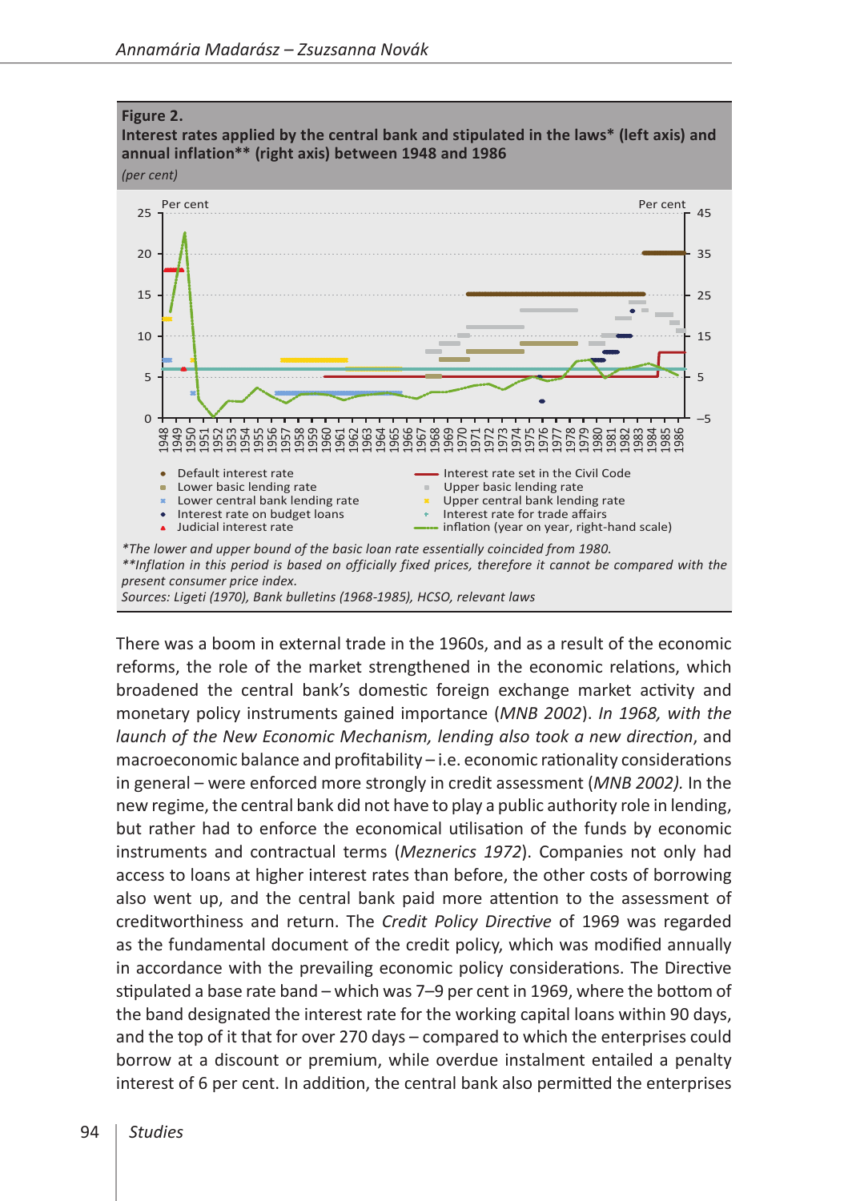**Figure 2.**
**Interest rates applied by the central bank and stipulated in the laws* (left axis) and annual inflation** (right axis) between 1948 and 1986**
*(per cent)*

*The lower and upper bound of the basic loan rate essentially coincided from 1980.
**Inflation in this period is based on officially fixed prices, therefore it cannot be compared with the present consumer price index.
Sources: Ligeti (1970), Bank bulletins (1968-1985), HCSO, relevant laws

There was a boom in external trade in the 1960s, and as a result of the economic reforms, the role of the market strengthened in the economic relations, which broadened the central bank's domestic foreign exchange market activity and monetary policy instruments gained importance (*MNB 2002*). *In 1968, with the launch of the New Economic Mechanism, lending also took a new direction*, and macroeconomic balance and profitability – i.e. economic rationality considerations in general – were enforced more strongly in credit assessment (*MNB 2002).* In the new regime, the central bank did not have to play a public authority role in lending, but rather had to enforce the economical utilisation of the funds by economic instruments and contractual terms (*Meznerics 1972*). Companies not only had access to loans at higher interest rates than before, the other costs of borrowing also went up, and the central bank paid more attention to the assessment of creditworthiness and return. The *Credit Policy Directive* of 1969 was regarded as the fundamental document of the credit policy, which was modified annually in accordance with the prevailing economic policy considerations. The Directive stipulated a base rate band – which was 7–9 per cent in 1969, where the bottom of the band designated the interest rate for the working capital loans within 90 days, and the top of it that for over 270 days – compared to which the enterprises could borrow at a discount or premium, while overdue instalment entailed a penalty interest of 6 per cent. In addition, the central bank also permitted the enterprises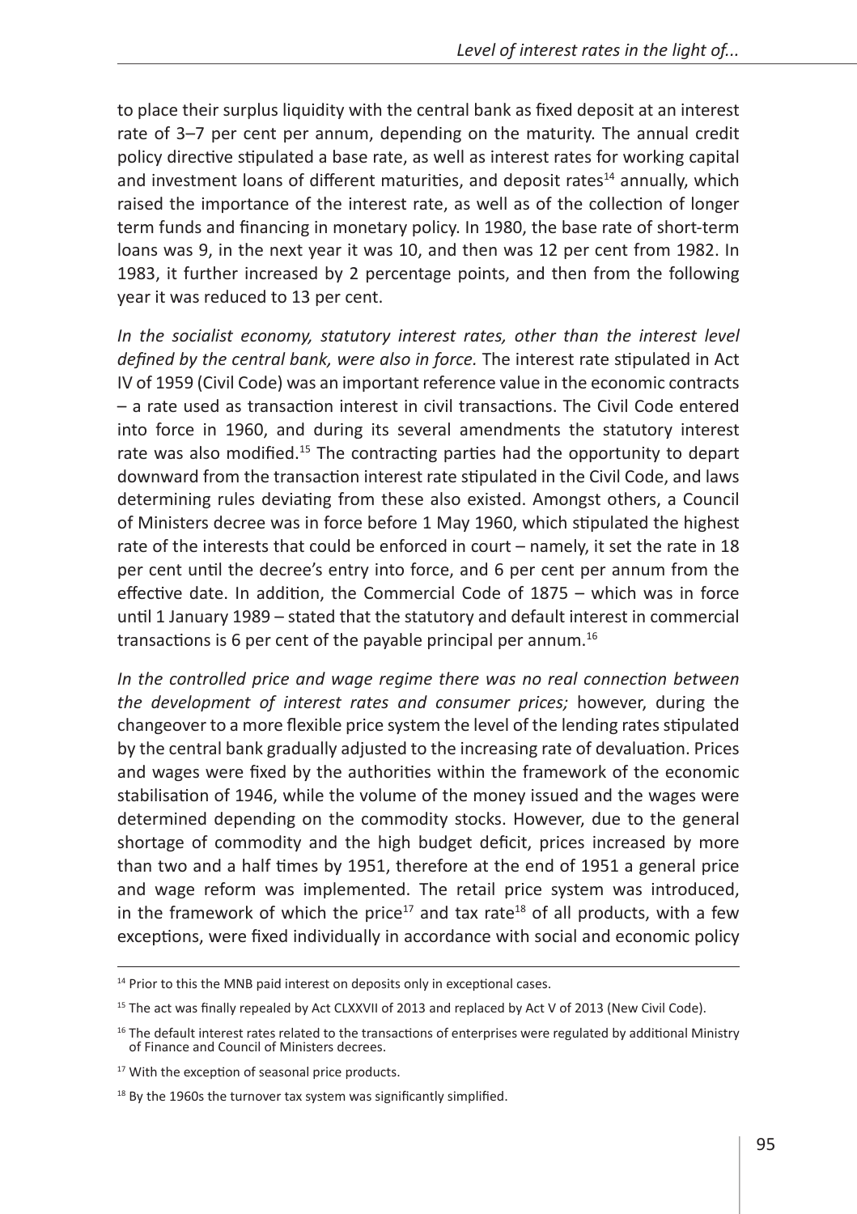to place their surplus liquidity with the central bank as fixed deposit at an interest rate of 3–7 per cent per annum, depending on the maturity. The annual credit policy directive stipulated a base rate, as well as interest rates for working capital and investment loans of different maturities, and deposit rates[14] annually, which raised the importance of the interest rate, as well as of the collection of longer term funds and financing in monetary policy. In 1980, the base rate of short-term loans was 9, in the next year it was 10, and then was 12 per cent from 1982. In 1983, it further increased by 2 percentage points, and then from the following year it was reduced to 13 per cent.

*In the socialist economy, statutory interest rates, other than the interest level defined by the central bank, were also in force.* The interest rate stipulated in Act IV of 1959 (Civil Code) was an important reference value in the economic contracts – a rate used as transaction interest in civil transactions. The Civil Code entered into force in 1960, and during its several amendments the statutory interest rate was also modified.[15] The contracting parties had the opportunity to depart downward from the transaction interest rate stipulated in the Civil Code, and laws determining rules deviating from these also existed. Amongst others, a Council of Ministers decree was in force before 1 May 1960, which stipulated the highest rate of the interests that could be enforced in court – namely, it set the rate in 18 per cent until the decree's entry into force, and 6 per cent per annum from the effective date. In addition, the Commercial Code of 1875 – which was in force until 1 January 1989 – stated that the statutory and default interest in commercial transactions is 6 per cent of the payable principal per annum.[16]

*In the controlled price and wage regime there was no real connection between the development of interest rates and consumer prices;* however, during the changeover to a more flexible price system the level of the lending rates stipulated by the central bank gradually adjusted to the increasing rate of devaluation. Prices and wages were fixed by the authorities within the framework of the economic stabilisation of 1946, while the volume of the money issued and the wages were determined depending on the commodity stocks. However, due to the general shortage of commodity and the high budget deficit, prices increased by more than two and a half times by 1951, therefore at the end of 1951 a general price and wage reform was implemented. The retail price system was introduced, in the framework of which the price[17] and tax rate[18] of all products, with a few exceptions, were fixed individually in accordance with social and economic policy

[14] Prior to this the MNB paid interest on deposits only in exceptional cases.

[15] The act was finally repealed by Act CLXXVII of 2013 and replaced by Act V of 2013 (New Civil Code).

[16] The default interest rates related to the transactions of enterprises were regulated by additional Ministry of Finance and Council of Ministers decrees.

[17] With the exception of seasonal price products.

[18] By the 1960s the turnover tax system was significantly simplified.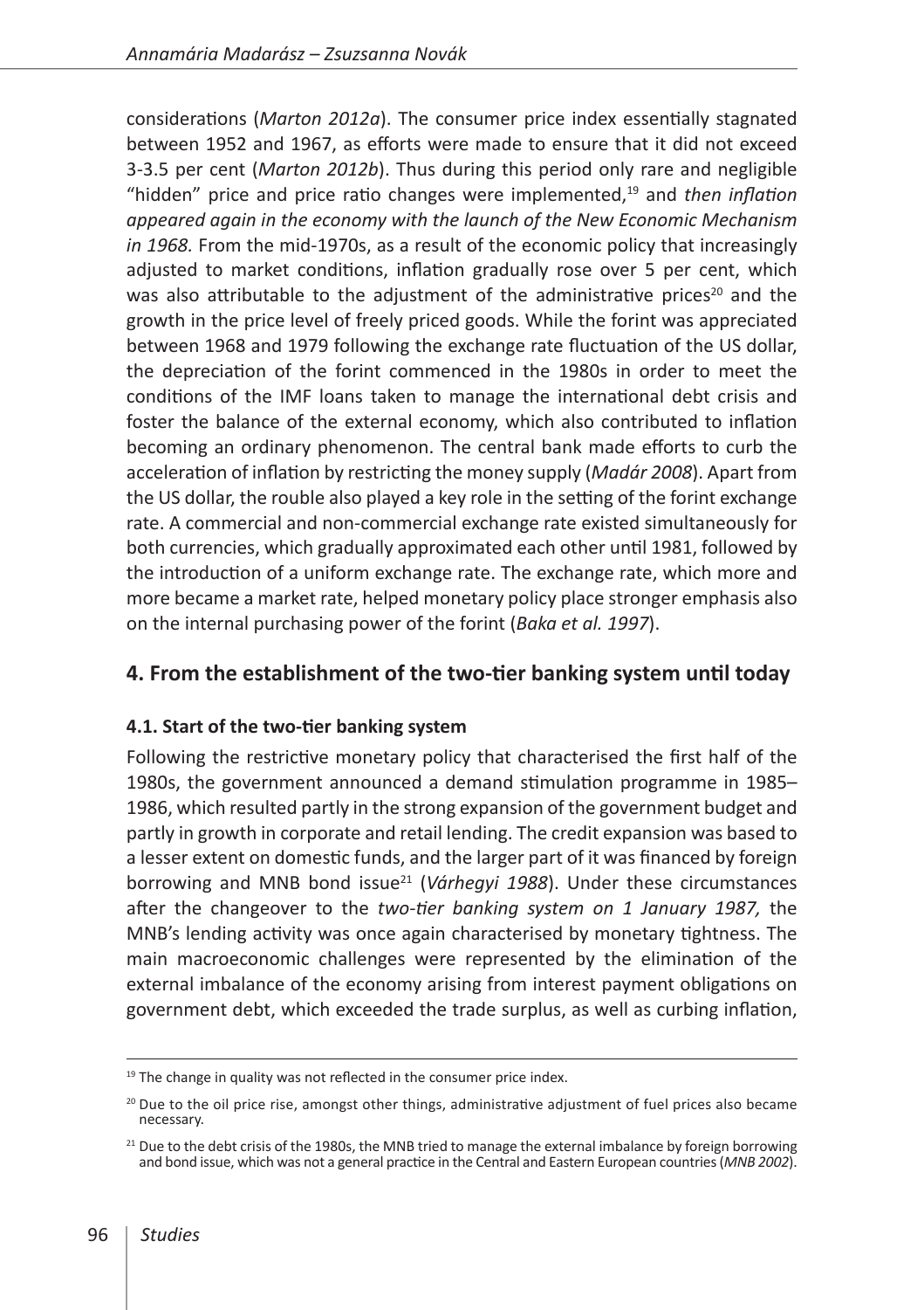considerations (*Marton 2012a*). The consumer price index essentially stagnated between 1952 and 1967, as efforts were made to ensure that it did not exceed 3-3.5 per cent (*Marton 2012b*). Thus during this period only rare and negligible "hidden" price and price ratio changes were implemented,[19] and *then inflation appeared again in the economy with the launch of the New Economic Mechanism in 1968.* From the mid-1970s, as a result of the economic policy that increasingly adjusted to market conditions, inflation gradually rose over 5 per cent, which was also attributable to the adjustment of the administrative prices[20] and the growth in the price level of freely priced goods. While the forint was appreciated between 1968 and 1979 following the exchange rate fluctuation of the US dollar, the depreciation of the forint commenced in the 1980s in order to meet the conditions of the IMF loans taken to manage the international debt crisis and foster the balance of the external economy, which also contributed to inflation becoming an ordinary phenomenon. The central bank made efforts to curb the acceleration of inflation by restricting the money supply (*Madár 2008*). Apart from the US dollar, the rouble also played a key role in the setting of the forint exchange rate. A commercial and non-commercial exchange rate existed simultaneously for both currencies, which gradually approximated each other until 1981, followed by the introduction of a uniform exchange rate. The exchange rate, which more and more became a market rate, helped monetary policy place stronger emphasis also on the internal purchasing power of the forint (*Baka et al. 1997*).

## 4. From the establishment of the two-tier banking system until today

### 4.1. Start of the two-tier banking system

Following the restrictive monetary policy that characterised the first half of the 1980s, the government announced a demand stimulation programme in 1985–1986, which resulted partly in the strong expansion of the government budget and partly in growth in corporate and retail lending. The credit expansion was based to a lesser extent on domestic funds, and the larger part of it was financed by foreign borrowing and MNB bond issue[21] (*Várhegyi 1988*). Under these circumstances after the changeover to the *two-tier banking system on 1 January 1987,* the MNB's lending activity was once again characterised by monetary tightness. The main macroeconomic challenges were represented by the elimination of the external imbalance of the economy arising from interest payment obligations on government debt, which exceeded the trade surplus, as well as curbing inflation,

---

[19] The change in quality was not reflected in the consumer price index.

[20] Due to the oil price rise, amongst other things, administrative adjustment of fuel prices also became necessary.

[21] Due to the debt crisis of the 1980s, the MNB tried to manage the external imbalance by foreign borrowing and bond issue, which was not a general practice in the Central and Eastern European countries (*MNB 2002*).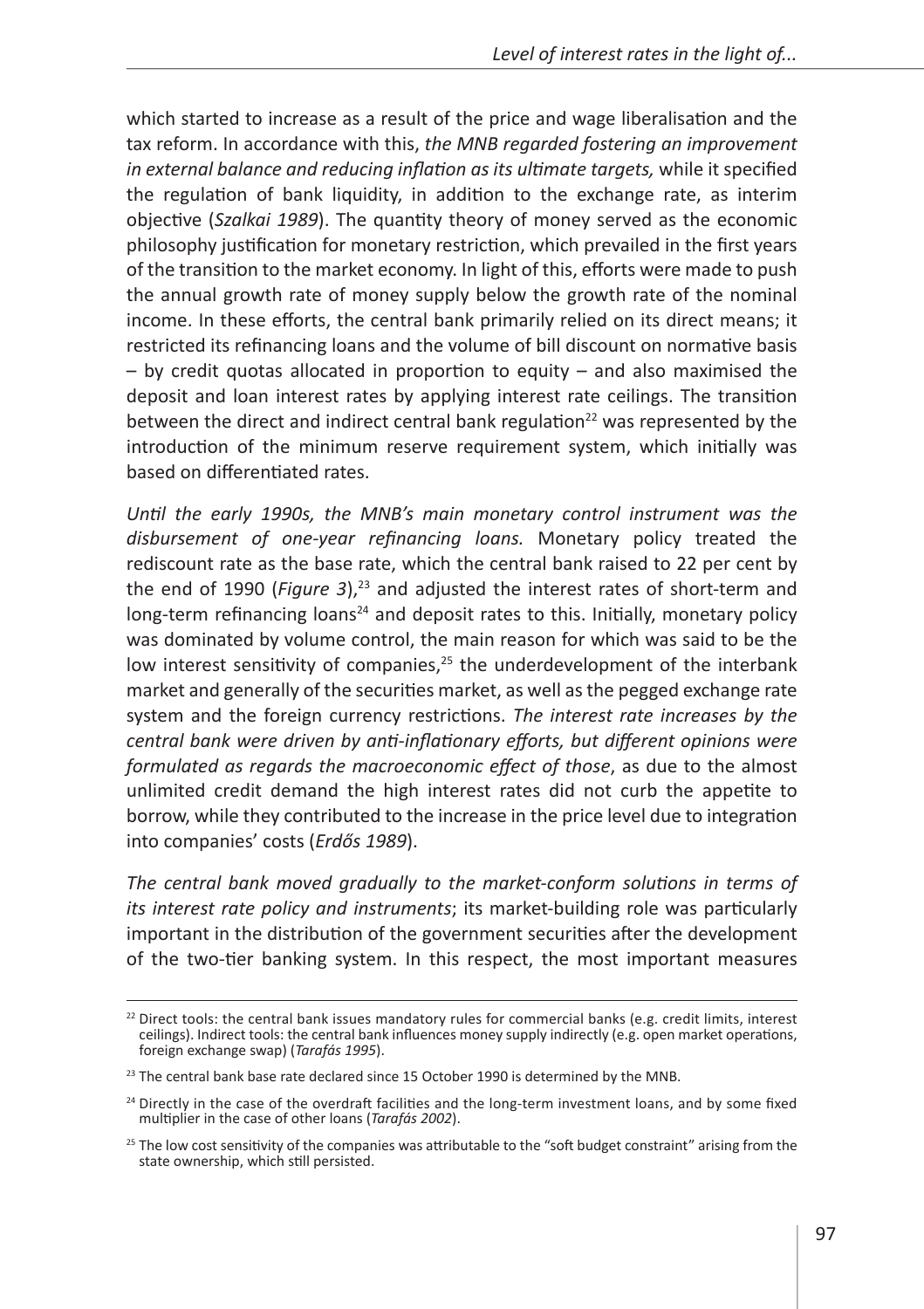which started to increase as a result of the price and wage liberalisation and the tax reform. In accordance with this, *the MNB regarded fostering an improvement in external balance and reducing inflation as its ultimate targets,* while it specified the regulation of bank liquidity, in addition to the exchange rate, as interim objective (*Szalkai 1989*). The quantity theory of money served as the economic philosophy justification for monetary restriction, which prevailed in the first years of the transition to the market economy. In light of this, efforts were made to push the annual growth rate of money supply below the growth rate of the nominal income. In these efforts, the central bank primarily relied on its direct means; it restricted its refinancing loans and the volume of bill discount on normative basis – by credit quotas allocated in proportion to equity – and also maximised the deposit and loan interest rates by applying interest rate ceilings. The transition between the direct and indirect central bank regulation[22] was represented by the introduction of the minimum reserve requirement system, which initially was based on differentiated rates.

*Until the early 1990s, the MNB's main monetary control instrument was the disbursement of one-year refinancing loans.* Monetary policy treated the rediscount rate as the base rate, which the central bank raised to 22 per cent by the end of 1990 (*Figure 3*),[23] and adjusted the interest rates of short-term and long-term refinancing loans[24] and deposit rates to this. Initially, monetary policy was dominated by volume control, the main reason for which was said to be the low interest sensitivity of companies,[25] the underdevelopment of the interbank market and generally of the securities market, as well as the pegged exchange rate system and the foreign currency restrictions. *The interest rate increases by the central bank were driven by anti-inflationary efforts, but different opinions were formulated as regards the macroeconomic effect of those*, as due to the almost unlimited credit demand the high interest rates did not curb the appetite to borrow, while they contributed to the increase in the price level due to integration into companies' costs (*Erdős 1989*).

*The central bank moved gradually to the market-conform solutions in terms of its interest rate policy and instruments*; its market-building role was particularly important in the distribution of the government securities after the development of the two-tier banking system. In this respect, the most important measures

---

[22] Direct tools: the central bank issues mandatory rules for commercial banks (e.g. credit limits, interest ceilings). Indirect tools: the central bank influences money supply indirectly (e.g. open market operations, foreign exchange swap) (*Tarafás 1995*).

[23] The central bank base rate declared since 15 October 1990 is determined by the MNB.

[24] Directly in the case of the overdraft facilities and the long-term investment loans, and by some fixed multiplier in the case of other loans (*Tarafás 2002*).

[25] The low cost sensitivity of the companies was attributable to the "soft budget constraint" arising from the state ownership, which still persisted.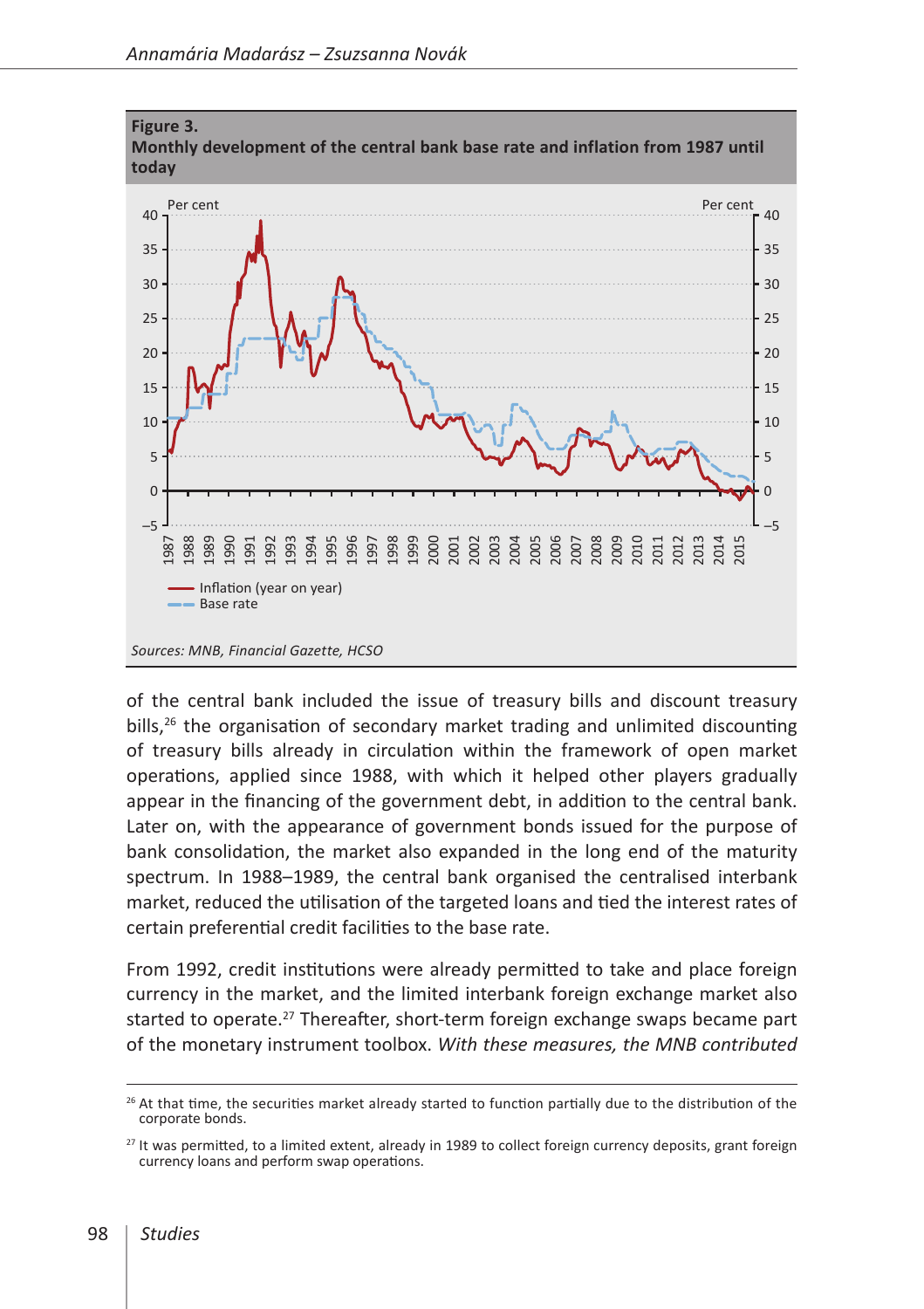**Figure 3.**
**Monthly development of the central bank base rate and inflation from 1987 until today**

Sources: MNB, Financial Gazette, HCSO

of the central bank included the issue of treasury bills and discount treasury bills,[26] the organisation of secondary market trading and unlimited discounting of treasury bills already in circulation within the framework of open market operations, applied since 1988, with which it helped other players gradually appear in the financing of the government debt, in addition to the central bank. Later on, with the appearance of government bonds issued for the purpose of bank consolidation, the market also expanded in the long end of the maturity spectrum. In 1988–1989, the central bank organised the centralised interbank market, reduced the utilisation of the targeted loans and tied the interest rates of certain preferential credit facilities to the base rate.

From 1992, credit institutions were already permitted to take and place foreign currency in the market, and the limited interbank foreign exchange market also started to operate.[27] Thereafter, short-term foreign exchange swaps became part of the monetary instrument toolbox. *With these measures, the MNB contributed*

[26] At that time, the securities market already started to function partially due to the distribution of the corporate bonds.

[27] It was permitted, to a limited extent, already in 1989 to collect foreign currency deposits, grant foreign currency loans and perform swap operations.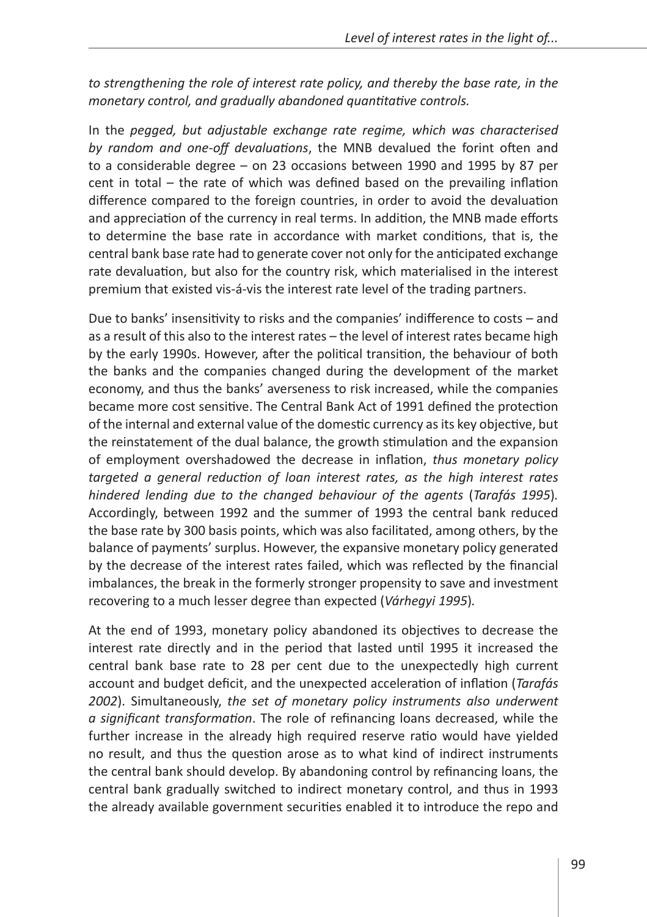*to strengthening the role of interest rate policy, and thereby the base rate, in the monetary control, and gradually abandoned quantitative controls.*

In the *pegged, but adjustable exchange rate regime, which was characterised by random and one-off devaluations*, the MNB devalued the forint often and to a considerable degree – on 23 occasions between 1990 and 1995 by 87 per cent in total – the rate of which was defined based on the prevailing inflation difference compared to the foreign countries, in order to avoid the devaluation and appreciation of the currency in real terms. In addition, the MNB made efforts to determine the base rate in accordance with market conditions, that is, the central bank base rate had to generate cover not only for the anticipated exchange rate devaluation, but also for the country risk, which materialised in the interest premium that existed vis-á-vis the interest rate level of the trading partners.

Due to banks' insensitivity to risks and the companies' indifference to costs – and as a result of this also to the interest rates – the level of interest rates became high by the early 1990s. However, after the political transition, the behaviour of both the banks and the companies changed during the development of the market economy, and thus the banks' averseness to risk increased, while the companies became more cost sensitive. The Central Bank Act of 1991 defined the protection of the internal and external value of the domestic currency as its key objective, but the reinstatement of the dual balance, the growth stimulation and the expansion of employment overshadowed the decrease in inflation, *thus monetary policy targeted a general reduction of loan interest rates, as the high interest rates hindered lending due to the changed behaviour of the agents* (*Tarafás 1995*). Accordingly, between 1992 and the summer of 1993 the central bank reduced the base rate by 300 basis points, which was also facilitated, among others, by the balance of payments' surplus. However, the expansive monetary policy generated by the decrease of the interest rates failed, which was reflected by the financial imbalances, the break in the formerly stronger propensity to save and investment recovering to a much lesser degree than expected (*Várhegyi 1995*).

At the end of 1993, monetary policy abandoned its objectives to decrease the interest rate directly and in the period that lasted until 1995 it increased the central bank base rate to 28 per cent due to the unexpectedly high current account and budget deficit, and the unexpected acceleration of inflation (*Tarafás 2002*). Simultaneously, *the set of monetary policy instruments also underwent a significant transformation*. The role of refinancing loans decreased, while the further increase in the already high required reserve ratio would have yielded no result, and thus the question arose as to what kind of indirect instruments the central bank should develop. By abandoning control by refinancing loans, the central bank gradually switched to indirect monetary control, and thus in 1993 the already available government securities enabled it to introduce the repo and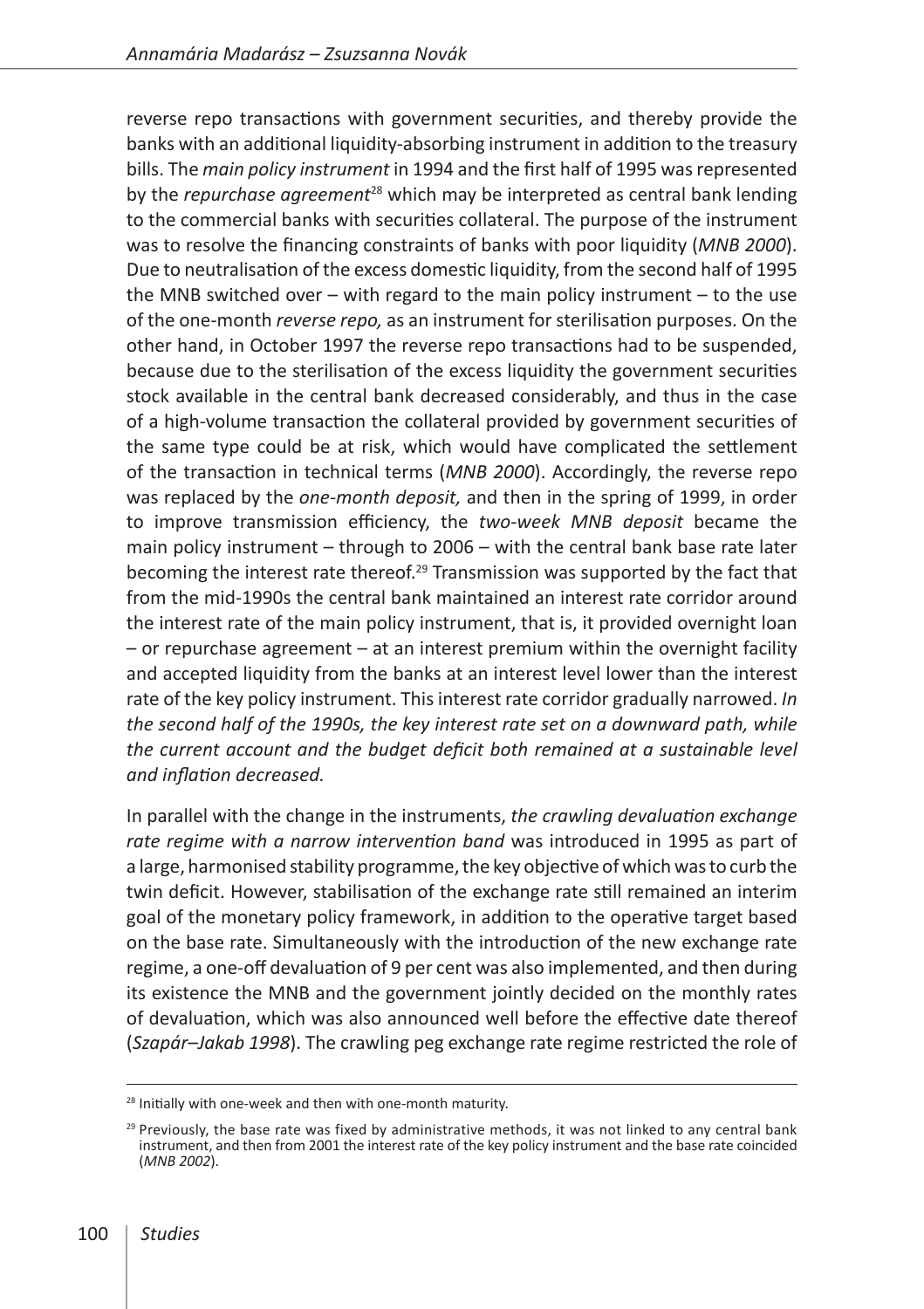reverse repo transactions with government securities, and thereby provide the banks with an additional liquidity-absorbing instrument in addition to the treasury bills. The *main policy instrument* in 1994 and the first half of 1995 was represented by the *repurchase agreement*[28] which may be interpreted as central bank lending to the commercial banks with securities collateral. The purpose of the instrument was to resolve the financing constraints of banks with poor liquidity (*MNB 2000*). Due to neutralisation of the excess domestic liquidity, from the second half of 1995 the MNB switched over – with regard to the main policy instrument – to the use of the one-month *reverse repo,* as an instrument for sterilisation purposes. On the other hand, in October 1997 the reverse repo transactions had to be suspended, because due to the sterilisation of the excess liquidity the government securities stock available in the central bank decreased considerably, and thus in the case of a high-volume transaction the collateral provided by government securities of the same type could be at risk, which would have complicated the settlement of the transaction in technical terms (*MNB 2000*). Accordingly, the reverse repo was replaced by the *one-month deposit,* and then in the spring of 1999, in order to improve transmission efficiency, the *two-week MNB deposit* became the main policy instrument – through to 2006 – with the central bank base rate later becoming the interest rate thereof.[29] Transmission was supported by the fact that from the mid-1990s the central bank maintained an interest rate corridor around the interest rate of the main policy instrument, that is, it provided overnight loan – or repurchase agreement – at an interest premium within the overnight facility and accepted liquidity from the banks at an interest level lower than the interest rate of the key policy instrument. This interest rate corridor gradually narrowed. *In the second half of the 1990s, the key interest rate set on a downward path, while the current account and the budget deficit both remained at a sustainable level and inflation decreased.*

In parallel with the change in the instruments, *the crawling devaluation exchange rate regime with a narrow intervention band* was introduced in 1995 as part of a large, harmonised stability programme, the key objective of which was to curb the twin deficit. However, stabilisation of the exchange rate still remained an interim goal of the monetary policy framework, in addition to the operative target based on the base rate. Simultaneously with the introduction of the new exchange rate regime, a one-off devaluation of 9 per cent was also implemented, and then during its existence the MNB and the government jointly decided on the monthly rates of devaluation, which was also announced well before the effective date thereof (*Szapár–Jakab 1998*). The crawling peg exchange rate regime restricted the role of

[28] Initially with one-week and then with one-month maturity.

[29] Previously, the base rate was fixed by administrative methods, it was not linked to any central bank instrument, and then from 2001 the interest rate of the key policy instrument and the base rate coincided (*MNB 2002*).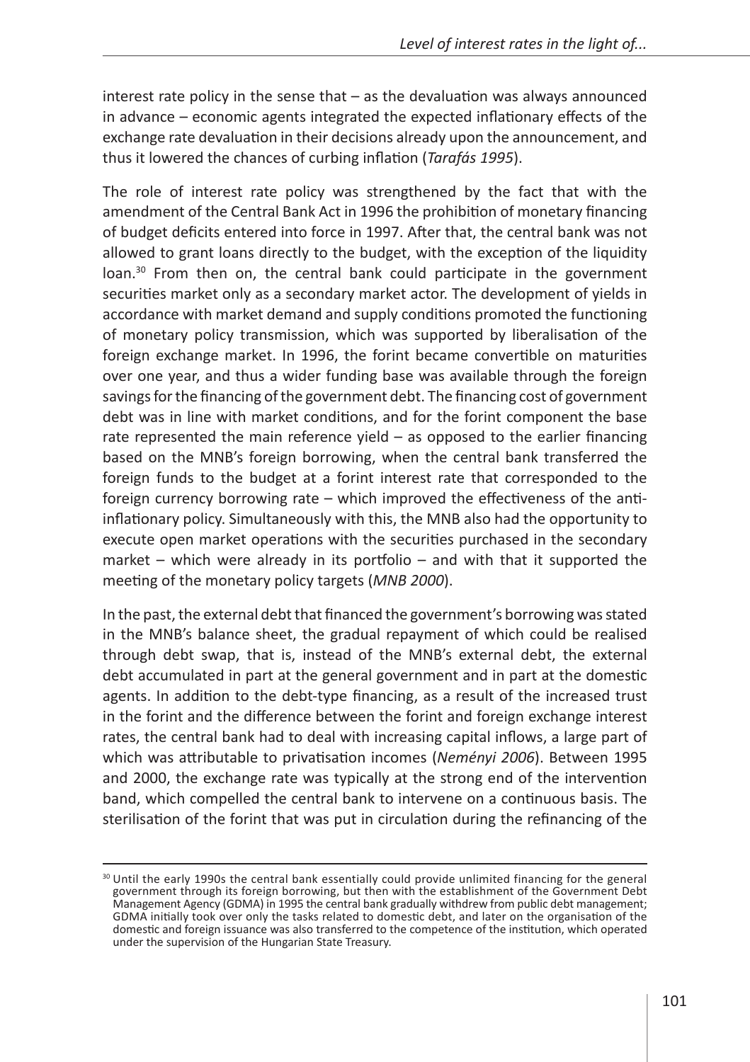interest rate policy in the sense that – as the devaluation was always announced in advance – economic agents integrated the expected inflationary effects of the exchange rate devaluation in their decisions already upon the announcement, and thus it lowered the chances of curbing inflation (*Tarafás 1995*).

The role of interest rate policy was strengthened by the fact that with the amendment of the Central Bank Act in 1996 the prohibition of monetary financing of budget deficits entered into force in 1997. After that, the central bank was not allowed to grant loans directly to the budget, with the exception of the liquidity loan.[30] From then on, the central bank could participate in the government securities market only as a secondary market actor. The development of yields in accordance with market demand and supply conditions promoted the functioning of monetary policy transmission, which was supported by liberalisation of the foreign exchange market. In 1996, the forint became convertible on maturities over one year, and thus a wider funding base was available through the foreign savings for the financing of the government debt. The financing cost of government debt was in line with market conditions, and for the forint component the base rate represented the main reference yield – as opposed to the earlier financing based on the MNB's foreign borrowing, when the central bank transferred the foreign funds to the budget at a forint interest rate that corresponded to the foreign currency borrowing rate – which improved the effectiveness of the anti-inflationary policy. Simultaneously with this, the MNB also had the opportunity to execute open market operations with the securities purchased in the secondary market – which were already in its portfolio – and with that it supported the meeting of the monetary policy targets (*MNB 2000*).

In the past, the external debt that financed the government's borrowing was stated in the MNB's balance sheet, the gradual repayment of which could be realised through debt swap, that is, instead of the MNB's external debt, the external debt accumulated in part at the general government and in part at the domestic agents. In addition to the debt-type financing, as a result of the increased trust in the forint and the difference between the forint and foreign exchange interest rates, the central bank had to deal with increasing capital inflows, a large part of which was attributable to privatisation incomes (*Neményi 2006*). Between 1995 and 2000, the exchange rate was typically at the strong end of the intervention band, which compelled the central bank to intervene on a continuous basis. The sterilisation of the forint that was put in circulation during the refinancing of the

[30] Until the early 1990s the central bank essentially could provide unlimited financing for the general government through its foreign borrowing, but then with the establishment of the Government Debt Management Agency (GDMA) in 1995 the central bank gradually withdrew from public debt management; GDMA initially took over only the tasks related to domestic debt, and later on the organisation of the domestic and foreign issuance was also transferred to the competence of the institution, which operated under the supervision of the Hungarian State Treasury.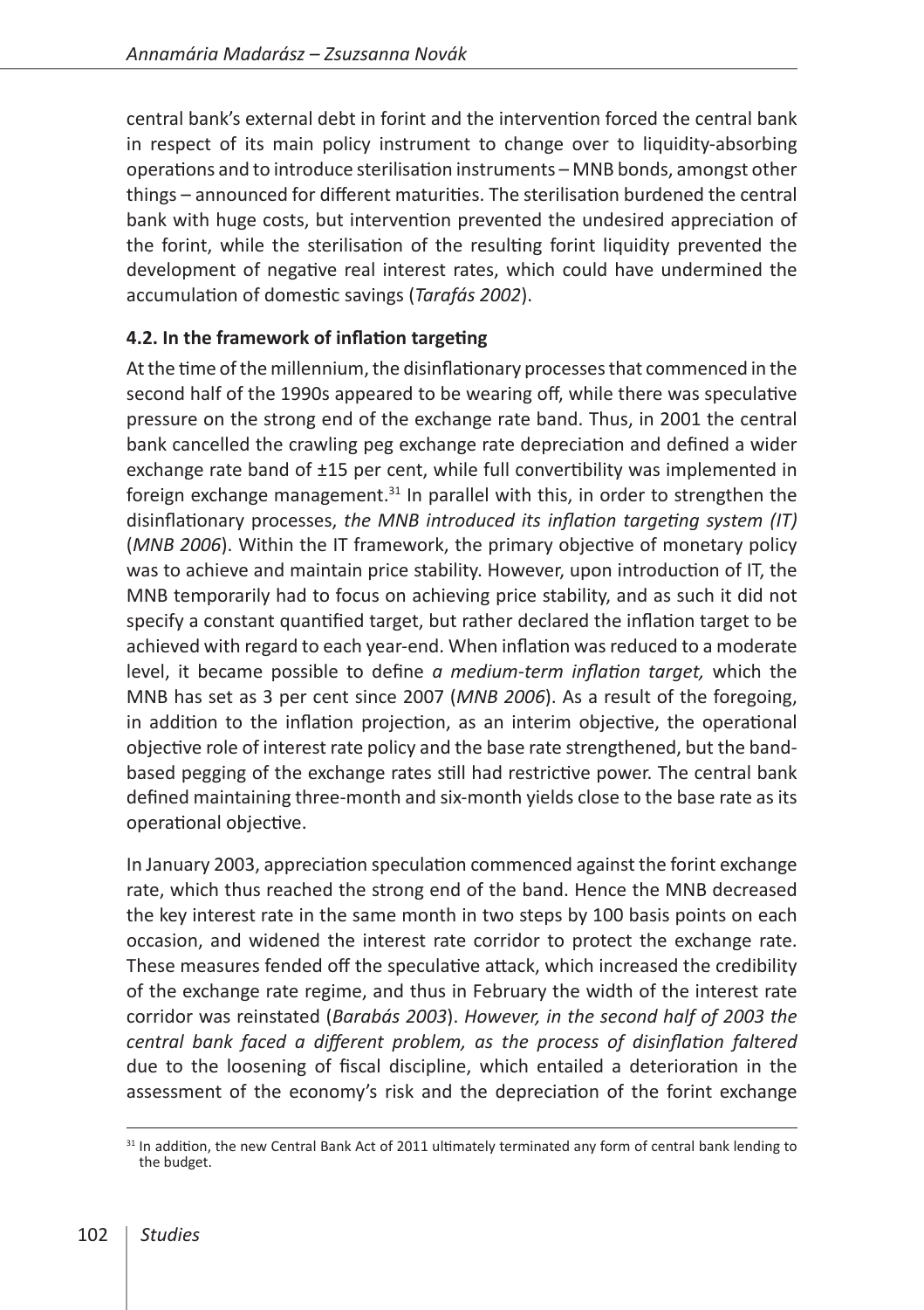central bank's external debt in forint and the intervention forced the central bank in respect of its main policy instrument to change over to liquidity-absorbing operations and to introduce sterilisation instruments – MNB bonds, amongst other things – announced for different maturities. The sterilisation burdened the central bank with huge costs, but intervention prevented the undesired appreciation of the forint, while the sterilisation of the resulting forint liquidity prevented the development of negative real interest rates, which could have undermined the accumulation of domestic savings (*Tarafás 2002*).

### 4.2. In the framework of inflation targeting

At the time of the millennium, the disinflationary processes that commenced in the second half of the 1990s appeared to be wearing off, while there was speculative pressure on the strong end of the exchange rate band. Thus, in 2001 the central bank cancelled the crawling peg exchange rate depreciation and defined a wider exchange rate band of ±15 per cent, while full convertibility was implemented in foreign exchange management.[31] In parallel with this, in order to strengthen the disinflationary processes, *the MNB introduced its inflation targeting system (IT)* (*MNB 2006*). Within the IT framework, the primary objective of monetary policy was to achieve and maintain price stability. However, upon introduction of IT, the MNB temporarily had to focus on achieving price stability, and as such it did not specify a constant quantified target, but rather declared the inflation target to be achieved with regard to each year-end. When inflation was reduced to a moderate level, it became possible to define *a medium-term inflation target,* which the MNB has set as 3 per cent since 2007 (*MNB 2006*). As a result of the foregoing, in addition to the inflation projection, as an interim objective, the operational objective role of interest rate policy and the base rate strengthened, but the band-based pegging of the exchange rates still had restrictive power. The central bank defined maintaining three-month and six-month yields close to the base rate as its operational objective.

In January 2003, appreciation speculation commenced against the forint exchange rate, which thus reached the strong end of the band. Hence the MNB decreased the key interest rate in the same month in two steps by 100 basis points on each occasion, and widened the interest rate corridor to protect the exchange rate. These measures fended off the speculative attack, which increased the credibility of the exchange rate regime, and thus in February the width of the interest rate corridor was reinstated (*Barabás 2003*). *However, in the second half of 2003 the central bank faced a different problem, as the process of disinflation faltered* due to the loosening of fiscal discipline, which entailed a deterioration in the assessment of the economy's risk and the depreciation of the forint exchange

[31] In addition, the new Central Bank Act of 2011 ultimately terminated any form of central bank lending to the budget.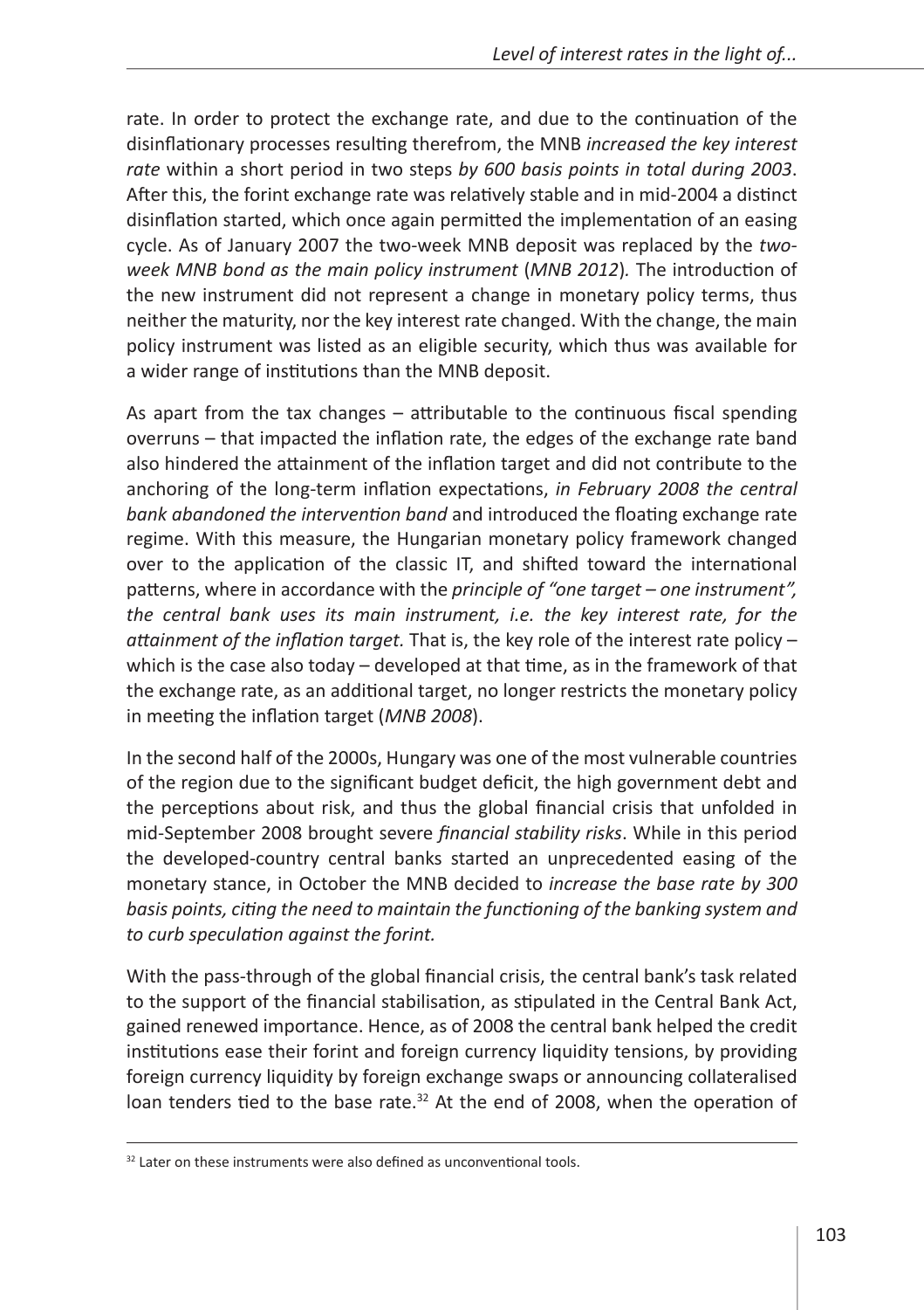rate. In order to protect the exchange rate, and due to the continuation of the disinflationary processes resulting therefrom, the MNB *increased the key interest rate* within a short period in two steps *by 600 basis points in total during 2003*. After this, the forint exchange rate was relatively stable and in mid-2004 a distinct disinflation started, which once again permitted the implementation of an easing cycle. As of January 2007 the two-week MNB deposit was replaced by the *two-week MNB bond as the main policy instrument* (*MNB 2012*)*.* The introduction of the new instrument did not represent a change in monetary policy terms, thus neither the maturity, nor the key interest rate changed. With the change, the main policy instrument was listed as an eligible security, which thus was available for a wider range of institutions than the MNB deposit.

As apart from the tax changes – attributable to the continuous fiscal spending overruns – that impacted the inflation rate, the edges of the exchange rate band also hindered the attainment of the inflation target and did not contribute to the anchoring of the long-term inflation expectations, *in February 2008 the central bank abandoned the intervention band* and introduced the floating exchange rate regime. With this measure, the Hungarian monetary policy framework changed over to the application of the classic IT, and shifted toward the international patterns, where in accordance with the *principle of "one target – one instrument", the central bank uses its main instrument, i.e. the key interest rate, for the attainment of the inflation target.* That is, the key role of the interest rate policy – which is the case also today – developed at that time, as in the framework of that the exchange rate, as an additional target, no longer restricts the monetary policy in meeting the inflation target (*MNB 2008*).

In the second half of the 2000s, Hungary was one of the most vulnerable countries of the region due to the significant budget deficit, the high government debt and the perceptions about risk, and thus the global financial crisis that unfolded in mid-September 2008 brought severe *financial stability risks*. While in this period the developed-country central banks started an unprecedented easing of the monetary stance, in October the MNB decided to *increase the base rate by 300 basis points, citing the need to maintain the functioning of the banking system and to curb speculation against the forint.*

With the pass-through of the global financial crisis, the central bank's task related to the support of the financial stabilisation, as stipulated in the Central Bank Act, gained renewed importance. Hence, as of 2008 the central bank helped the credit institutions ease their forint and foreign currency liquidity tensions, by providing foreign currency liquidity by foreign exchange swaps or announcing collateralised loan tenders tied to the base rate.[32] At the end of 2008, when the operation of

[32] Later on these instruments were also defined as unconventional tools.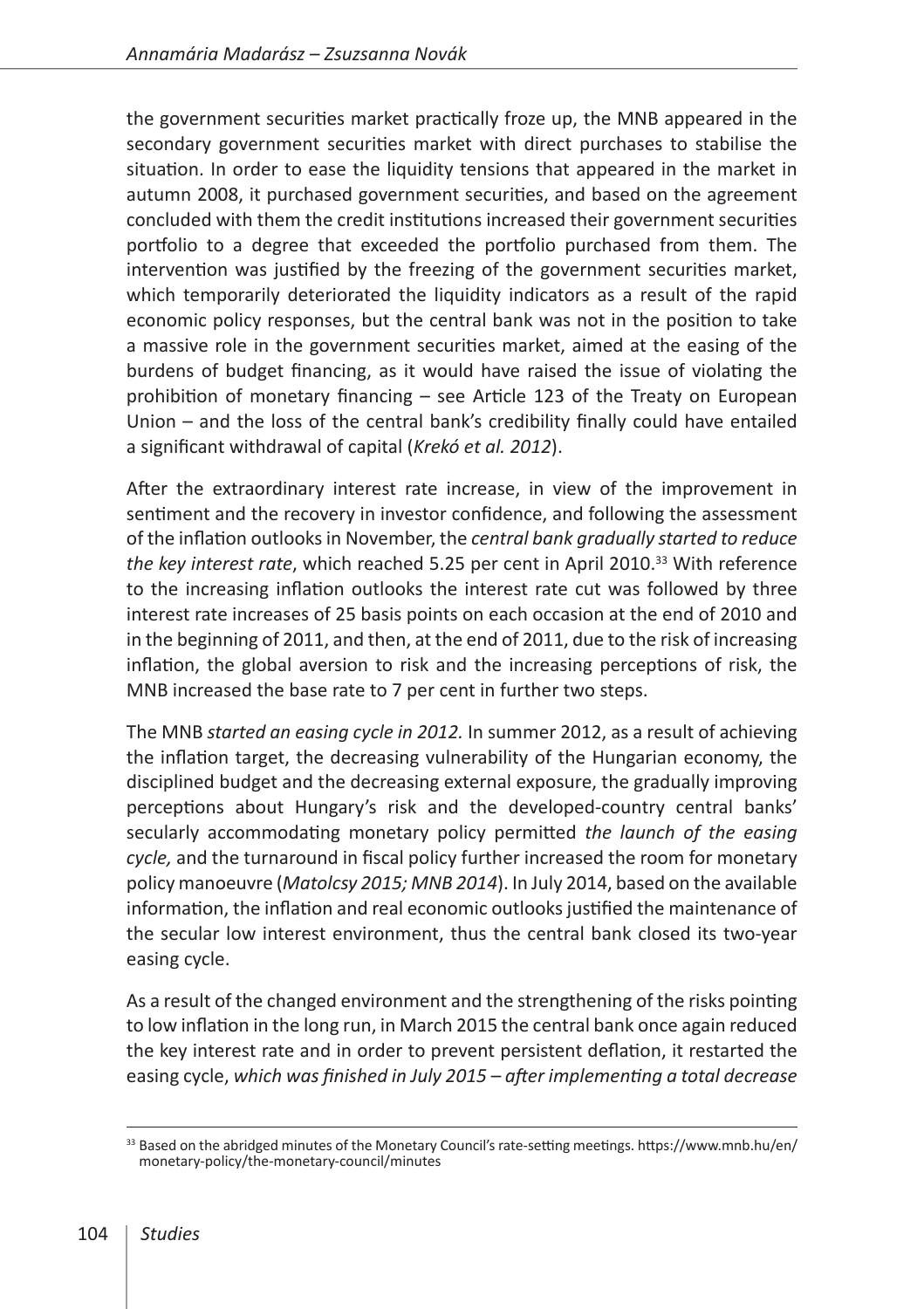the government securities market practically froze up, the MNB appeared in the secondary government securities market with direct purchases to stabilise the situation. In order to ease the liquidity tensions that appeared in the market in autumn 2008, it purchased government securities, and based on the agreement concluded with them the credit institutions increased their government securities portfolio to a degree that exceeded the portfolio purchased from them. The intervention was justified by the freezing of the government securities market, which temporarily deteriorated the liquidity indicators as a result of the rapid economic policy responses, but the central bank was not in the position to take a massive role in the government securities market, aimed at the easing of the burdens of budget financing, as it would have raised the issue of violating the prohibition of monetary financing – see Article 123 of the Treaty on European Union – and the loss of the central bank's credibility finally could have entailed a significant withdrawal of capital (*Krekó et al. 2012*).

After the extraordinary interest rate increase, in view of the improvement in sentiment and the recovery in investor confidence, and following the assessment of the inflation outlooks in November, the *central bank gradually started to reduce the key interest rate*, which reached 5.25 per cent in April 2010.[33] With reference to the increasing inflation outlooks the interest rate cut was followed by three interest rate increases of 25 basis points on each occasion at the end of 2010 and in the beginning of 2011, and then, at the end of 2011, due to the risk of increasing inflation, the global aversion to risk and the increasing perceptions of risk, the MNB increased the base rate to 7 per cent in further two steps.

The MNB *started an easing cycle in 2012.* In summer 2012, as a result of achieving the inflation target, the decreasing vulnerability of the Hungarian economy, the disciplined budget and the decreasing external exposure, the gradually improving perceptions about Hungary's risk and the developed-country central banks' secularly accommodating monetary policy permitted *the launch of the easing cycle,* and the turnaround in fiscal policy further increased the room for monetary policy manoeuvre (*Matolcsy 2015; MNB 2014*). In July 2014, based on the available information, the inflation and real economic outlooks justified the maintenance of the secular low interest environment, thus the central bank closed its two-year easing cycle.

As a result of the changed environment and the strengthening of the risks pointing to low inflation in the long run, in March 2015 the central bank once again reduced the key interest rate and in order to prevent persistent deflation, it restarted the easing cycle, *which was finished in July 2015 – after implementing a total decrease*

[33] Based on the abridged minutes of the Monetary Council's rate-setting meetings. https://www.mnb.hu/en/monetary-policy/the-monetary-council/minutes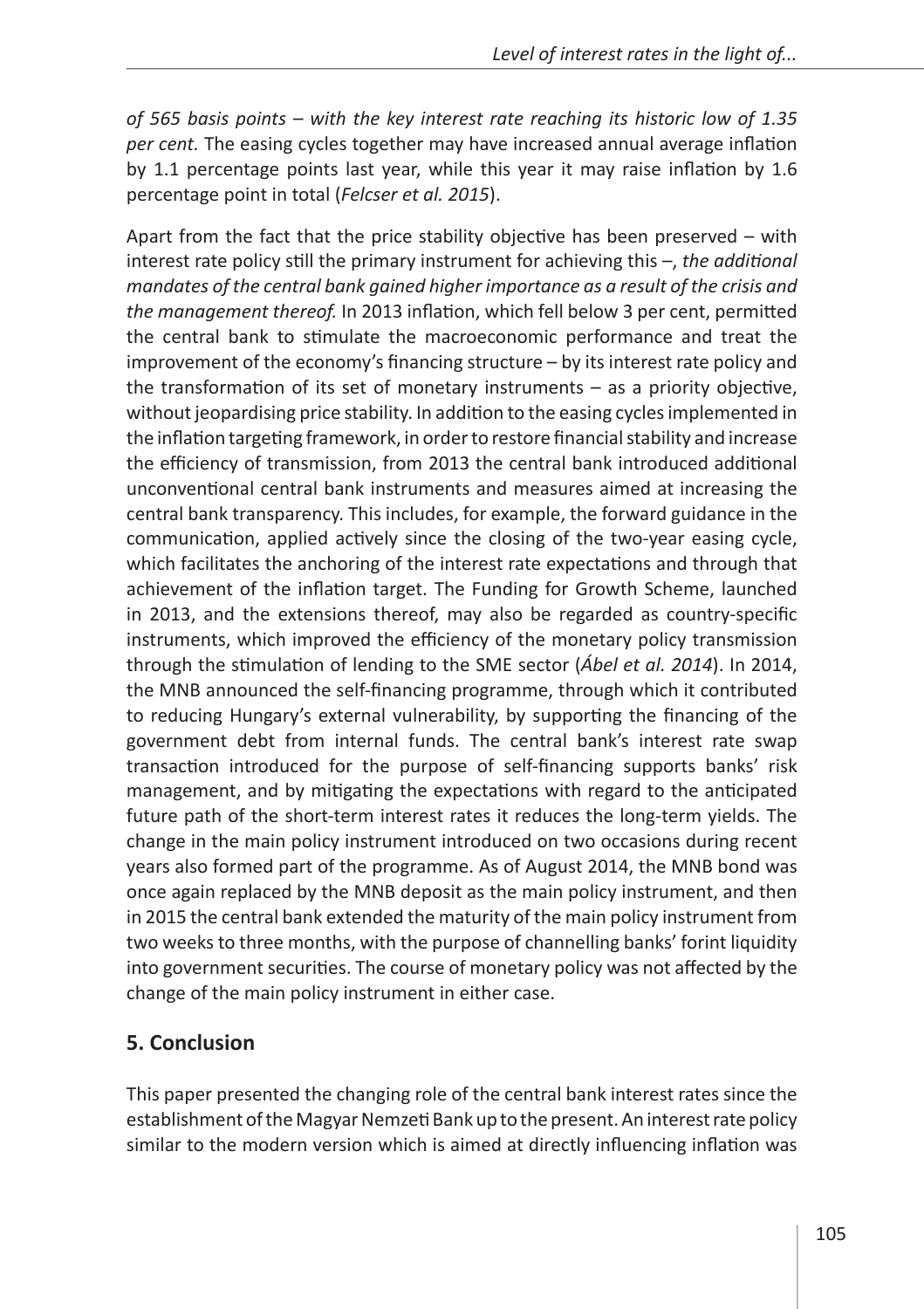*of 565 basis points – with the key interest rate reaching its historic low of 1.35 per cent.* The easing cycles together may have increased annual average inflation by 1.1 percentage points last year, while this year it may raise inflation by 1.6 percentage point in total (*Felcser et al. 2015*).

Apart from the fact that the price stability objective has been preserved – with interest rate policy still the primary instrument for achieving this –, *the additional mandates of the central bank gained higher importance as a result of the crisis and the management thereof.* In 2013 inflation, which fell below 3 per cent, permitted the central bank to stimulate the macroeconomic performance and treat the improvement of the economy's financing structure – by its interest rate policy and the transformation of its set of monetary instruments – as a priority objective, without jeopardising price stability. In addition to the easing cycles implemented in the inflation targeting framework, in order to restore financial stability and increase the efficiency of transmission, from 2013 the central bank introduced additional unconventional central bank instruments and measures aimed at increasing the central bank transparency. This includes, for example, the forward guidance in the communication, applied actively since the closing of the two-year easing cycle, which facilitates the anchoring of the interest rate expectations and through that achievement of the inflation target. The Funding for Growth Scheme, launched in 2013, and the extensions thereof, may also be regarded as country-specific instruments, which improved the efficiency of the monetary policy transmission through the stimulation of lending to the SME sector (*Ábel et al. 2014*). In 2014, the MNB announced the self-financing programme, through which it contributed to reducing Hungary's external vulnerability, by supporting the financing of the government debt from internal funds. The central bank's interest rate swap transaction introduced for the purpose of self-financing supports banks' risk management, and by mitigating the expectations with regard to the anticipated future path of the short-term interest rates it reduces the long-term yields. The change in the main policy instrument introduced on two occasions during recent years also formed part of the programme. As of August 2014, the MNB bond was once again replaced by the MNB deposit as the main policy instrument, and then in 2015 the central bank extended the maturity of the main policy instrument from two weeks to three months, with the purpose of channelling banks' forint liquidity into government securities. The course of monetary policy was not affected by the change of the main policy instrument in either case.

## 5. Conclusion

This paper presented the changing role of the central bank interest rates since the establishment of the Magyar Nemzeti Bank up to the present. An interest rate policy similar to the modern version which is aimed at directly influencing inflation was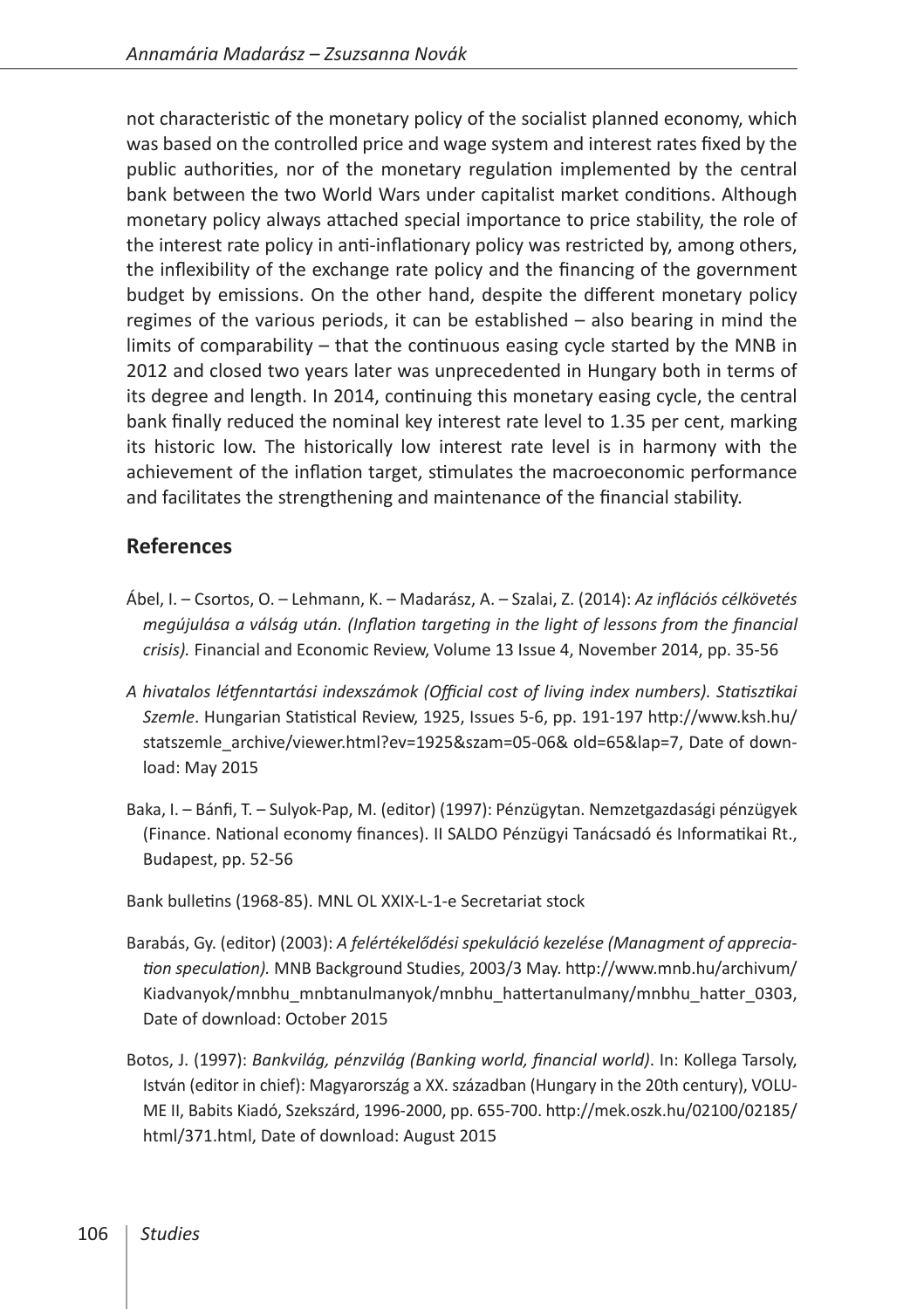not characteristic of the monetary policy of the socialist planned economy, which was based on the controlled price and wage system and interest rates fixed by the public authorities, nor of the monetary regulation implemented by the central bank between the two World Wars under capitalist market conditions. Although monetary policy always attached special importance to price stability, the role of the interest rate policy in anti-inflationary policy was restricted by, among others, the inflexibility of the exchange rate policy and the financing of the government budget by emissions. On the other hand, despite the different monetary policy regimes of the various periods, it can be established – also bearing in mind the limits of comparability – that the continuous easing cycle started by the MNB in 2012 and closed two years later was unprecedented in Hungary both in terms of its degree and length. In 2014, continuing this monetary easing cycle, the central bank finally reduced the nominal key interest rate level to 1.35 per cent, marking its historic low. The historically low interest rate level is in harmony with the achievement of the inflation target, stimulates the macroeconomic performance and facilitates the strengthening and maintenance of the financial stability.

## References

Ábel, I. – Csortos, O. – Lehmann, K. – Madarász, A. – Szalai, Z. (2014): *Az inflációs célkövetés megújulása a válság után. (Inflation targeting in the light of lessons from the financial crisis).* Financial and Economic Review, Volume 13 Issue 4, November 2014, pp. 35-56

*A hivatalos létfenntartási indexszámok (Official cost of living index numbers). Statisztikai Szemle*. Hungarian Statistical Review, 1925, Issues 5-6, pp. 191-197 http://www.ksh.hu/statszemle_archive/viewer.html?ev=1925&szam=05-06& old=65&lap=7, Date of download: May 2015

Baka, I. – Bánfi, T. – Sulyok-Pap, M. (editor) (1997): Pénzügytan. Nemzetgazdasági pénzügyek (Finance. National economy finances). II SALDO Pénzügyi Tanácsadó és Informatikai Rt., Budapest, pp. 52-56

Bank bulletins (1968-85). MNL OL XXIX-L-1-e Secretariat stock

Barabás, Gy. (editor) (2003): *A felértékelődési spekuláció kezelése (Managment of appreciation speculation).* MNB Background Studies, 2003/3 May. http://www.mnb.hu/archivum/Kiadvanyok/mnbhu_mnbtanulmanyok/mnbhu_hattertanulmany/mnbhu_hatter_0303, Date of download: October 2015

Botos, J. (1997): *Bankvilág, pénzvilág (Banking world, financial world)*. In: Kollega Tarsoly, István (editor in chief): Magyarország a XX. században (Hungary in the 20th century), VOLUME II, Babits Kiadó, Szekszárd, 1996-2000, pp. 655-700. http://mek.oszk.hu/02100/02185/html/371.html, Date of download: August 2015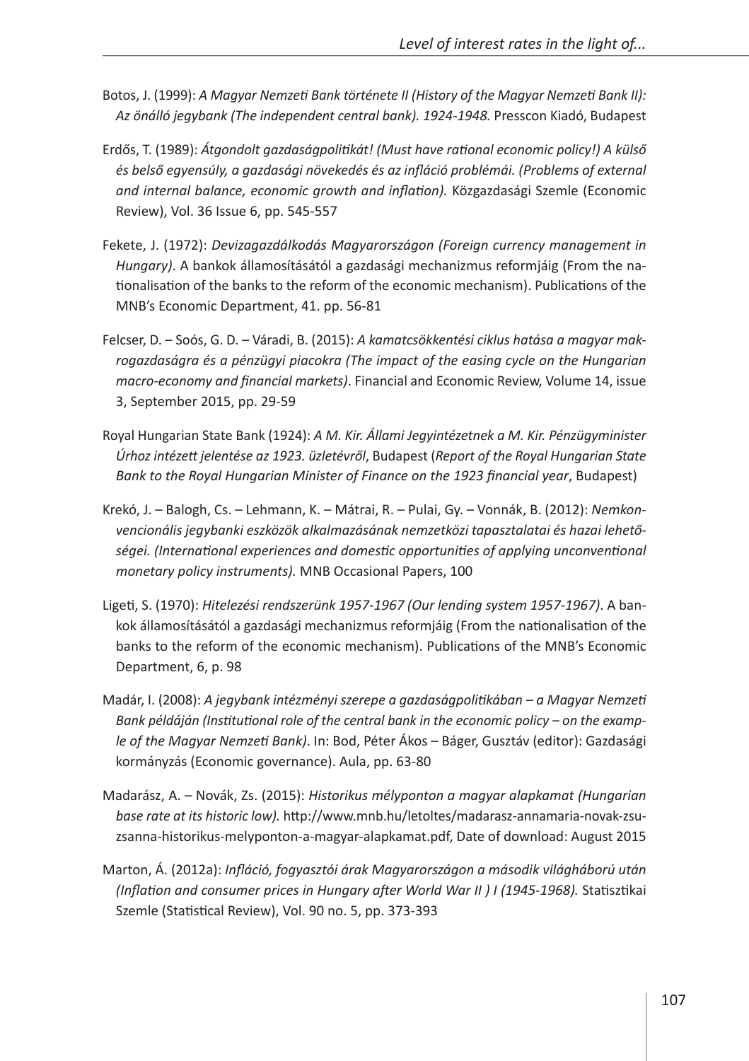Botos, J. (1999): *A Magyar Nemzeti Bank története II (History of the Magyar Nemzeti Bank II): Az önálló jegybank (The independent central bank). 1924-1948.* Presscon Kiadó, Budapest

Erdős, T. (1989): *Átgondolt gazdaságpolitikát! (Must have rational economic policy!) A külső és belső egyensúly, a gazdasági növekedés és az infláció problémái. (Problems of external and internal balance, economic growth and inflation).* Közgazdasági Szemle (Economic Review), Vol. 36 Issue 6, pp. 545-557

Fekete, J. (1972): *Devizagazdálkodás Magyarországon (Foreign currency management in Hungary)*. A bankok államosításától a gazdasági mechanizmus reformjáig (From the nationalisation of the banks to the reform of the economic mechanism). Publications of the MNB's Economic Department, 41. pp. 56-81

Felcser, D. – Soós, G. D. – Váradi, B. (2015): *A kamatcsökkentési ciklus hatása a magyar makrogazdaságra és a pénzügyi piacokra (The impact of the easing cycle on the Hungarian macro-economy and financial markets)*. Financial and Economic Review, Volume 14, issue 3, September 2015, pp. 29-59

Royal Hungarian State Bank (1924): *A M. Kir. Állami Jegyintézetnek a M. Kir. Pénzügyminister Úrhoz intézett jelentése az 1923. üzletévről*, Budapest (*Report of the Royal Hungarian State Bank to the Royal Hungarian Minister of Finance on the 1923 financial year*, Budapest)

Krekó, J. – Balogh, Cs. – Lehmann, K. – Mátrai, R. – Pulai, Gy. – Vonnák, B. (2012): *Nemkonvencionális jegybanki eszközök alkalmazásának nemzetközi tapasztalatai és hazai lehetőségei. (International experiences and domestic opportunities of applying unconventional monetary policy instruments).* MNB Occasional Papers, 100

Ligeti, S. (1970): *Hitelezési rendszerünk 1957-1967 (Our lending system 1957-1967)*. A bankok államosításától a gazdasági mechanizmus reformjáig (From the nationalisation of the banks to the reform of the economic mechanism). Publications of the MNB's Economic Department, 6, p. 98

Madár, I. (2008): *A jegybank intézményi szerepe a gazdaságpolitikában – a Magyar Nemzeti Bank példáján (Institutional role of the central bank in the economic policy – on the example of the Magyar Nemzeti Bank)*. In: Bod, Péter Ákos – Báger, Gusztáv (editor): Gazdasági kormányzás (Economic governance). Aula, pp. 63-80

Madarász, A. – Novák, Zs. (2015): *Historikus mélyponton a magyar alapkamat (Hungarian base rate at its historic low).* http://www.mnb.hu/letoltes/madarasz-annamaria-novak-zsuzsanna-historikus-melyponton-a-magyar-alapkamat.pdf, Date of download: August 2015

Marton, Á. (2012a): *Infláció, fogyasztói árak Magyarországon a második világháború után (Inflation and consumer prices in Hungary after World War II ) I (1945-1968).* Statisztikai Szemle (Statistical Review), Vol. 90 no. 5, pp. 373-393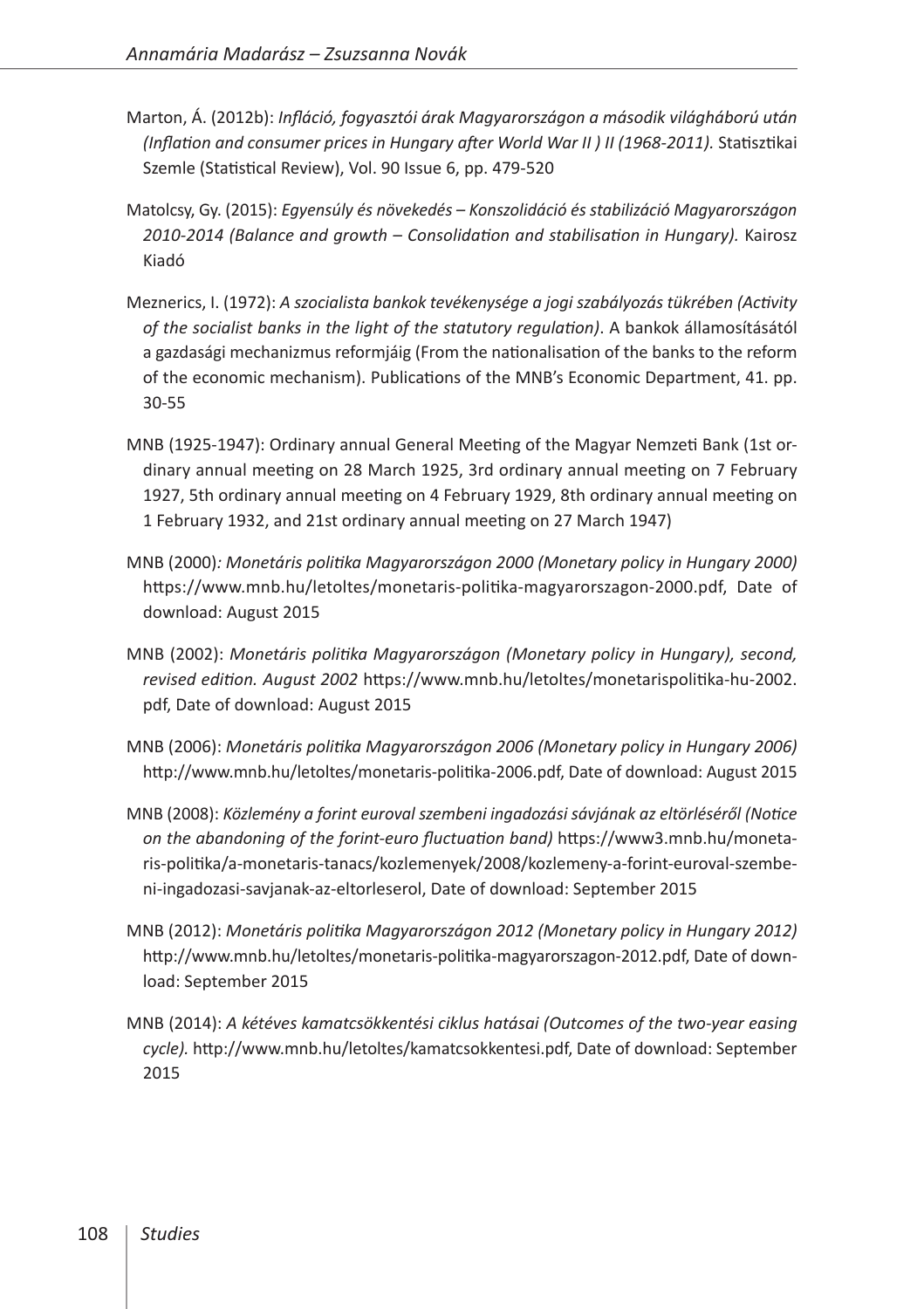Marton, Á. (2012b): *Infláció, fogyasztói árak Magyarországon a második világháború után (Inflation and consumer prices in Hungary after World War II ) II (1968-2011).* Statisztikai Szemle (Statistical Review), Vol. 90 Issue 6, pp. 479-520

Matolcsy, Gy. (2015): *Egyensúly és növekedés – Konszolidáció és stabilizáció Magyarországon 2010-2014 (Balance and growth – Consolidation and stabilisation in Hungary).* Kairosz Kiadó

Meznerics, I. (1972): *A szocialista bankok tevékenysége a jogi szabályozás tükrében (Activity of the socialist banks in the light of the statutory regulation)*. A bankok államosításától a gazdasági mechanizmus reformjáig (From the nationalisation of the banks to the reform of the economic mechanism). Publications of the MNB's Economic Department, 41. pp. 30-55

MNB (1925-1947): Ordinary annual General Meeting of the Magyar Nemzeti Bank (1st ordinary annual meeting on 28 March 1925, 3rd ordinary annual meeting on 7 February 1927, 5th ordinary annual meeting on 4 February 1929, 8th ordinary annual meeting on 1 February 1932, and 21st ordinary annual meeting on 27 March 1947)

MNB (2000)*: Monetáris politika Magyarországon 2000 (Monetary policy in Hungary 2000)* https://www.mnb.hu/letoltes/monetaris-politika-magyarorszagon-2000.pdf, Date of download: August 2015

MNB (2002): *Monetáris politika Magyarországon (Monetary policy in Hungary), second, revised edition. August 2002* https://www.mnb.hu/letoltes/monetarispolitika-hu-2002.pdf, Date of download: August 2015

MNB (2006): *Monetáris politika Magyarországon 2006 (Monetary policy in Hungary 2006)* http://www.mnb.hu/letoltes/monetaris-politika-2006.pdf, Date of download: August 2015

MNB (2008): *Közlemény a forint euroval szembeni ingadozási sávjának az eltörléséről (Notice on the abandoning of the forint-euro fluctuation band)* https://www3.mnb.hu/monetaris-politika/a-monetaris-tanacs/kozlemenyek/2008/kozlemeny-a-forint-euroval-szembeni-ingadozasi-savjanak-az-eltorleserol, Date of download: September 2015

MNB (2012): *Monetáris politika Magyarországon 2012 (Monetary policy in Hungary 2012)* http://www.mnb.hu/letoltes/monetaris-politika-magyarorszagon-2012.pdf, Date of download: September 2015

MNB (2014): *A kétéves kamatcsökkentési ciklus hatásai (Outcomes of the two-year easing cycle).* http://www.mnb.hu/letoltes/kamatcsokkentesi.pdf, Date of download: September 2015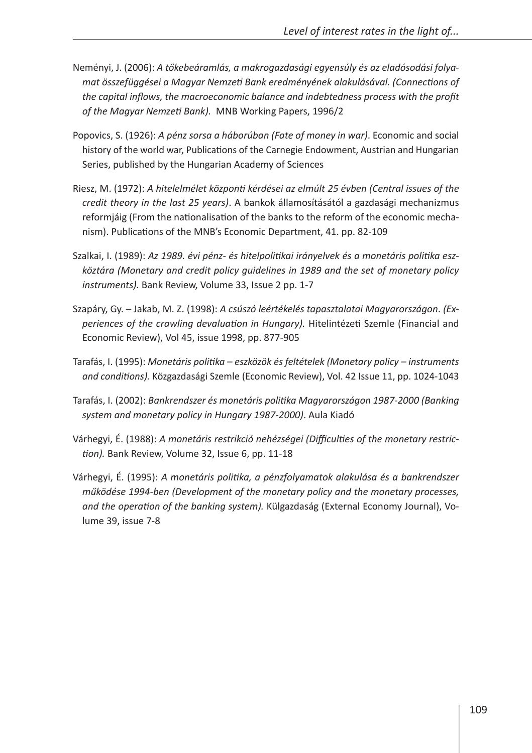Neményi, J. (2006): *A tőkebeáramlás, a makrogazdasági egyensúly és az eladósodási folyamat összefüggései a Magyar Nemzeti Bank eredményének alakulásával. (Connections of the capital inflows, the macroeconomic balance and indebtedness process with the profit of the Magyar Nemzeti Bank).* MNB Working Papers, 1996/2

Popovics, S. (1926): *A pénz sorsa a háborúban (Fate of money in war)*. Economic and social history of the world war, Publications of the Carnegie Endowment, Austrian and Hungarian Series, published by the Hungarian Academy of Sciences

Riesz, M. (1972): *A hitelelmélet központi kérdései az elmúlt 25 évben (Central issues of the credit theory in the last 25 years)*. A bankok államosításától a gazdasági mechanizmus reformjáig (From the nationalisation of the banks to the reform of the economic mechanism). Publications of the MNB's Economic Department, 41. pp. 82-109

Szalkai, I. (1989): *Az 1989. évi pénz- és hitelpolitikai irányelvek és a monetáris politika eszköztára (Monetary and credit policy guidelines in 1989 and the set of monetary policy instruments).* Bank Review, Volume 33, Issue 2 pp. 1-7

Szapáry, Gy. – Jakab, M. Z. (1998): *A csúszó leértékelés tapasztalatai Magyarországon*. *(Experiences of the crawling devaluation in Hungary).* Hitelintézeti Szemle (Financial and Economic Review), Vol 45, issue 1998, pp. 877-905

Tarafás, I. (1995): *Monetáris politika – eszközök és feltételek (Monetary policy – instruments and conditions).* Közgazdasági Szemle (Economic Review), Vol. 42 Issue 11, pp. 1024-1043

Tarafás, I. (2002): *Bankrendszer és monetáris politika Magyarországon 1987-2000 (Banking system and monetary policy in Hungary 1987-2000)*. Aula Kiadó

Várhegyi, É. (1988): *A monetáris restrikció nehézségei (Difficulties of the monetary restriction).* Bank Review, Volume 32, Issue 6, pp. 11-18

Várhegyi, É. (1995): *A monetáris politika, a pénzfolyamatok alakulása és a bankrendszer működése 1994-ben (Development of the monetary policy and the monetary processes, and the operation of the banking system).* Külgazdaság (External Economy Journal), Volume 39, issue 7-8